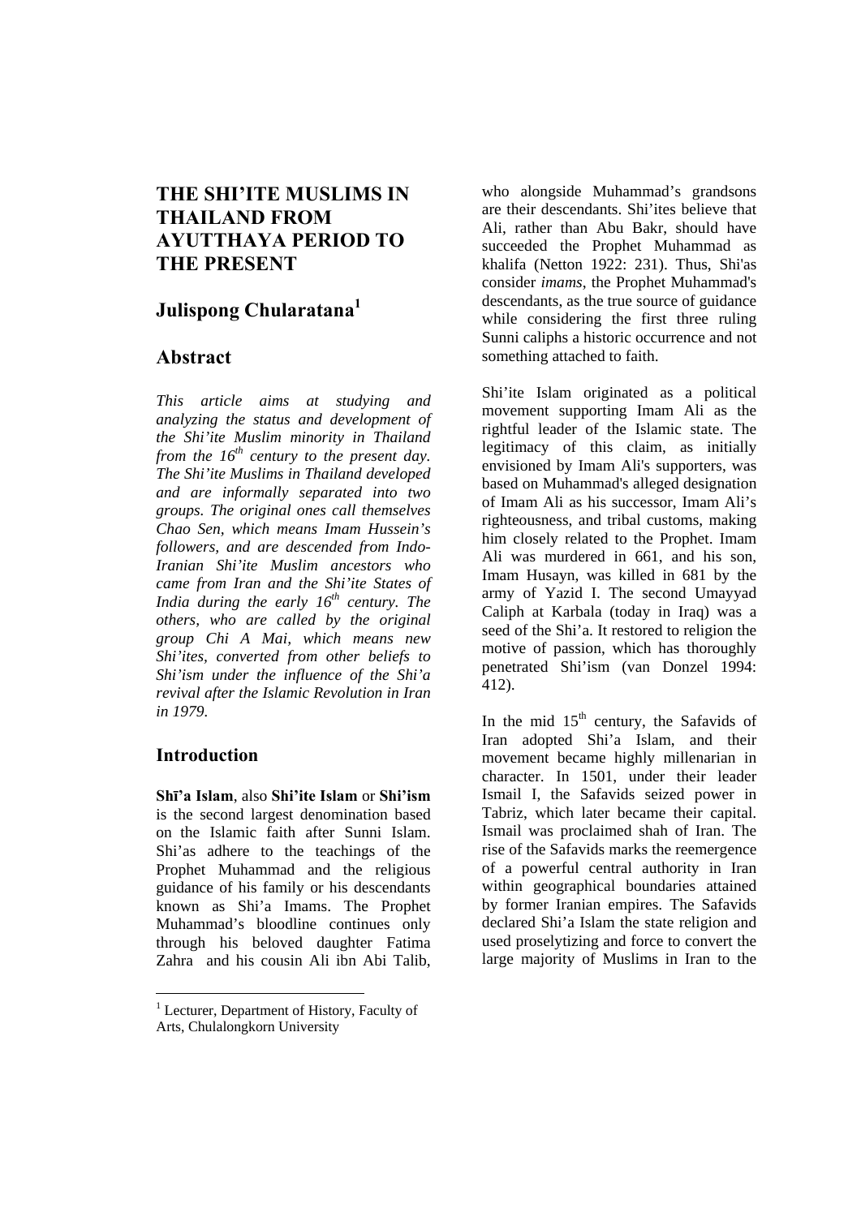# THE SHI'ITE MUSLIMS IN THAILAND FROM AYUTTHAYA PERIOD TO THE PRESENT

## Julispong Chularatana[1]

## Abstract

*This article aims at studying and analyzing the status and development of the Shi'ite Muslim minority in Thailand from the 16th century to the present day. The Shi'ite Muslims in Thailand developed and are informally separated into two groups. The original ones call themselves Chao Sen, which means Imam Hussein's followers, and are descended from Indo-Iranian Shi'ite Muslim ancestors who came from Iran and the Shi'ite States of India during the early 16th century. The others, who are called by the original group Chi A Mai, which means new Shi'ites, converted from other beliefs to Shi'ism under the influence of the Shi'a revival after the Islamic Revolution in Iran in 1979.*

## Introduction

**Shī'a Islam**, also **Shi'ite Islam** or **Shi'ism** is the second largest denomination based on the Islamic faith after Sunni Islam. Shi'as adhere to the teachings of the Prophet Muhammad and the religious guidance of his family or his descendants known as Shi'a Imams. The Prophet Muhammad's bloodline continues only through his beloved daughter Fatima Zahra and his cousin Ali ibn Abi Talib, who alongside Muhammad's grandsons are their descendants. Shi'ites believe that Ali, rather than Abu Bakr, should have succeeded the Prophet Muhammad as khalifa (Netton 1922: 231). Thus, Shi'as consider *imams*, the Prophet Muhammad's descendants, as the true source of guidance while considering the first three ruling Sunni caliphs a historic occurrence and not something attached to faith.

Shi'ite Islam originated as a political movement supporting Imam Ali as the rightful leader of the Islamic state. The legitimacy of this claim, as initially envisioned by Imam Ali's supporters, was based on Muhammad's alleged designation of Imam Ali as his successor, Imam Ali's righteousness, and tribal customs, making him closely related to the Prophet. Imam Ali was murdered in 661, and his son, Imam Husayn, was killed in 681 by the army of Yazid I. The second Umayyad Caliph at Karbala (today in Iraq) was a seed of the Shi'a. It restored to religion the motive of passion, which has thoroughly penetrated Shi'ism (van Donzel 1994: 412).

In the mid 15th century, the Safavids of Iran adopted Shi'a Islam, and their movement became highly millenarian in character. In 1501, under their leader Ismail I, the Safavids seized power in Tabriz, which later became their capital. Ismail was proclaimed shah of Iran. The rise of the Safavids marks the reemergence of a powerful central authority in Iran within geographical boundaries attained by former Iranian empires. The Safavids declared Shi'a Islam the state religion and used proselytizing and force to convert the large majority of Muslims in Iran to the

[1] Lecturer, Department of History, Faculty of Arts, Chulalongkorn University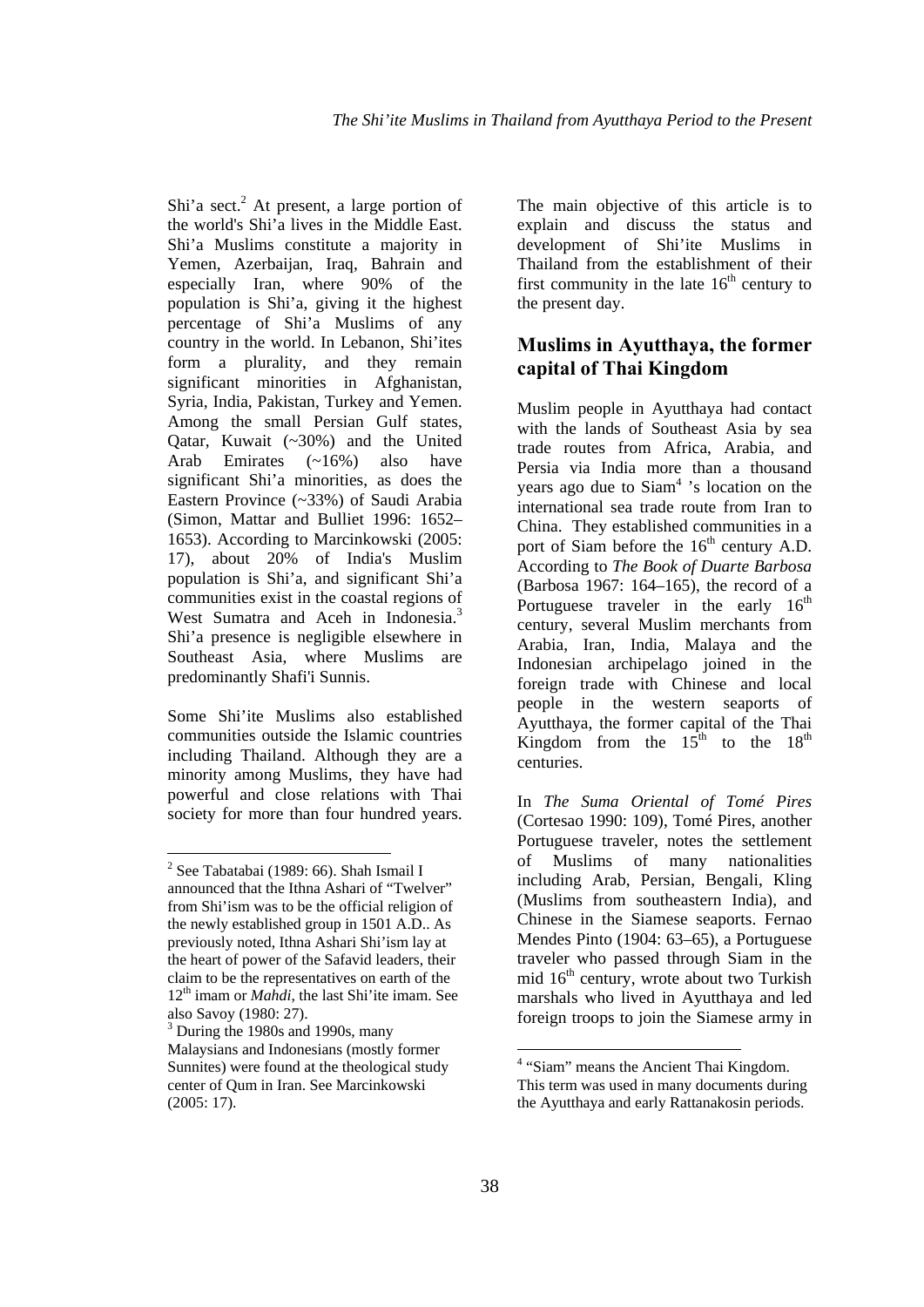Shi'a sect.[2] At present, a large portion of the world's Shi'a lives in the Middle East. Shi'a Muslims constitute a majority in Yemen, Azerbaijan, Iraq, Bahrain and especially Iran, where 90% of the population is Shi'a, giving it the highest percentage of Shi'a Muslims of any country in the world. In Lebanon, Shi'ites form a plurality, and they remain significant minorities in Afghanistan, Syria, India, Pakistan, Turkey and Yemen. Among the small Persian Gulf states, Qatar, Kuwait (~30%) and the United Arab Emirates (~16%) also have significant Shi'a minorities, as does the Eastern Province (~33%) of Saudi Arabia (Simon, Mattar and Bulliet 1996: 1652–1653). According to Marcinkowski (2005: 17), about 20% of India's Muslim population is Shi'a, and significant Shi'a communities exist in the coastal regions of West Sumatra and Aceh in Indonesia.[3] Shi'a presence is negligible elsewhere in Southeast Asia, where Muslims are predominantly Shafi'i Sunnis.

Some Shi'ite Muslims also established communities outside the Islamic countries including Thailand. Although they are a minority among Muslims, they have had powerful and close relations with Thai society for more than four hundred years. The main objective of this article is to explain and discuss the status and development of Shi'ite Muslims in Thailand from the establishment of their first community in the late 16th century to the present day.

## Muslims in Ayutthaya, the former capital of Thai Kingdom

Muslim people in Ayutthaya had contact with the lands of Southeast Asia by sea trade routes from Africa, Arabia, and Persia via India more than a thousand years ago due to Siam[4] 's location on the international sea trade route from Iran to China. They established communities in a port of Siam before the 16th century A.D. According to *The Book of Duarte Barbosa* (Barbosa 1967: 164–165), the record of a Portuguese traveler in the early 16th century, several Muslim merchants from Arabia, Iran, India, Malaya and the Indonesian archipelago joined in the foreign trade with Chinese and local people in the western seaports of Ayutthaya, the former capital of the Thai Kingdom from the 15th to the 18th centuries.

In *The Suma Oriental of Tomé Pires* (Cortesao 1990: 109), Tomé Pires, another Portuguese traveler, notes the settlement of Muslims of many nationalities including Arab, Persian, Bengali, Kling (Muslims from southeastern India), and Chinese in the Siamese seaports. Fernao Mendes Pinto (1904: 63–65), a Portuguese traveler who passed through Siam in the mid 16th century, wrote about two Turkish marshals who lived in Ayutthaya and led foreign troops to join the Siamese army in

---

[2] See Tabatabai (1989: 66). Shah Ismail I announced that the Ithna Ashari of "Twelver" from Shi'ism was to be the official religion of the newly established group in 1501 A.D.. As previously noted, Ithna Ashari Shi'ism lay at the heart of power of the Safavid leaders, their claim to be the representatives on earth of the 12th imam or *Mahdi*, the last Shi'ite imam. See also Savoy (1980: 27).

[3] During the 1980s and 1990s, many Malaysians and Indonesians (mostly former Sunnites) were found at the theological study center of Qum in Iran. See Marcinkowski (2005: 17).

[4] "Siam" means the Ancient Thai Kingdom. This term was used in many documents during the Ayutthaya and early Rattanakosin periods.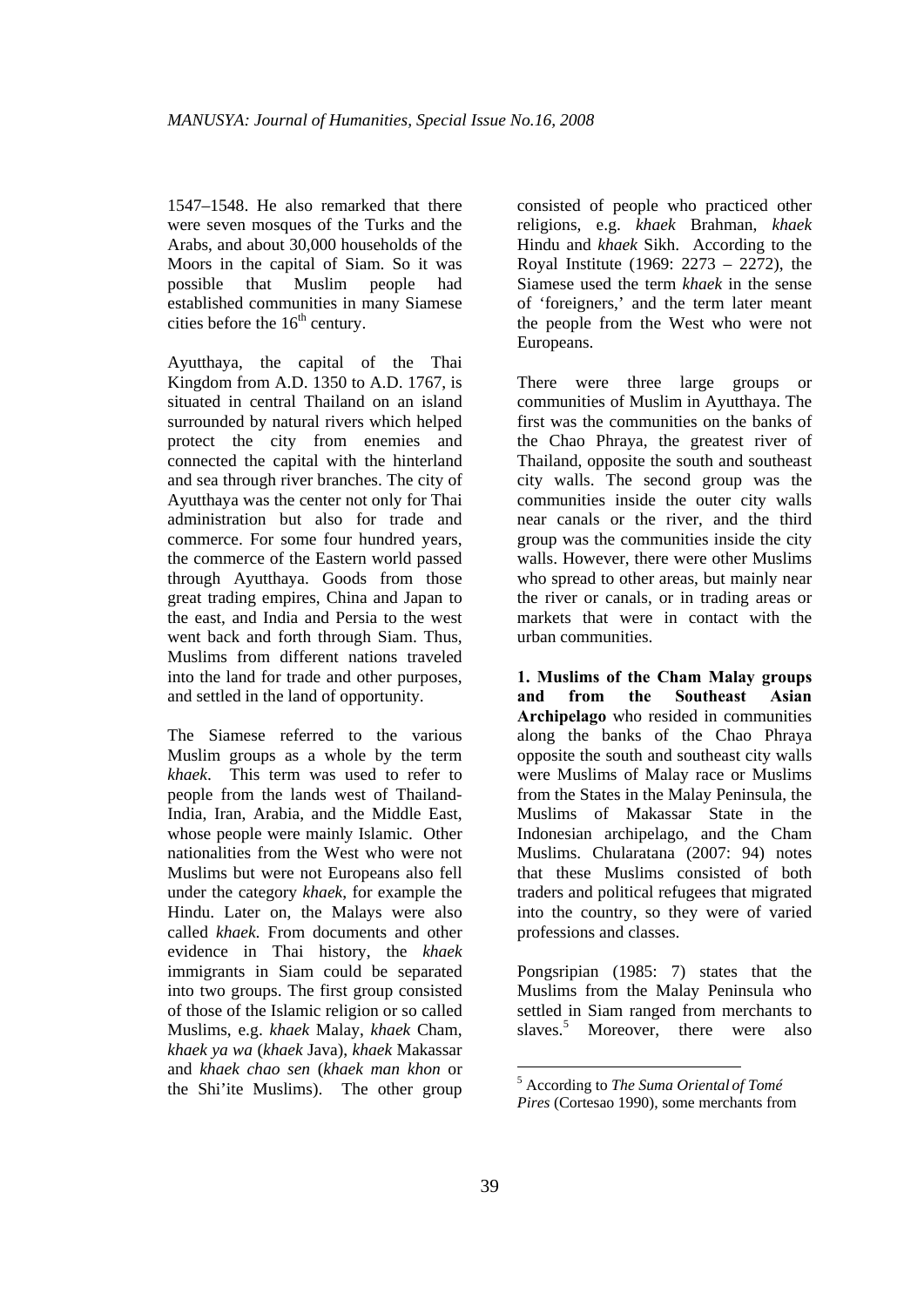1547–1548. He also remarked that there were seven mosques of the Turks and the Arabs, and about 30,000 households of the Moors in the capital of Siam. So it was possible that Muslim people had established communities in many Siamese cities before the 16th century.

Ayutthaya, the capital of the Thai Kingdom from A.D. 1350 to A.D. 1767, is situated in central Thailand on an island surrounded by natural rivers which helped protect the city from enemies and connected the capital with the hinterland and sea through river branches. The city of Ayutthaya was the center not only for Thai administration but also for trade and commerce. For some four hundred years, the commerce of the Eastern world passed through Ayutthaya. Goods from those great trading empires, China and Japan to the east, and India and Persia to the west went back and forth through Siam. Thus, Muslims from different nations traveled into the land for trade and other purposes, and settled in the land of opportunity.

The Siamese referred to the various Muslim groups as a whole by the term *khaek*. This term was used to refer to people from the lands west of Thailand-India, Iran, Arabia, and the Middle East, whose people were mainly Islamic. Other nationalities from the West who were not Muslims but were not Europeans also fell under the category *khaek*, for example the Hindu. Later on, the Malays were also called *khaek*. From documents and other evidence in Thai history, the *khaek* immigrants in Siam could be separated into two groups. The first group consisted of those of the Islamic religion or so called Muslims, e.g. *khaek* Malay, *khaek* Cham, *khaek ya wa* (*khaek* Java), *khaek* Makassar and *khaek chao sen* (*khaek man khon* or the Shi'ite Muslims). The other group consisted of people who practiced other religions, e.g. *khaek* Brahman, *khaek* Hindu and *khaek* Sikh. According to the Royal Institute (1969: 2273 – 2272), the Siamese used the term *khaek* in the sense of 'foreigners,' and the term later meant the people from the West who were not Europeans.

There were three large groups or communities of Muslim in Ayutthaya. The first was the communities on the banks of the Chao Phraya, the greatest river of Thailand, opposite the south and southeast city walls. The second group was the communities inside the outer city walls near canals or the river, and the third group was the communities inside the city walls. However, there were other Muslims who spread to other areas, but mainly near the river or canals, or in trading areas or markets that were in contact with the urban communities.

**1. Muslims of the Cham Malay groups and from the Southeast Asian Archipelago** who resided in communities along the banks of the Chao Phraya opposite the south and southeast city walls were Muslims of Malay race or Muslims from the States in the Malay Peninsula, the Muslims of Makassar State in the Indonesian archipelago, and the Cham Muslims. Chularatana (2007: 94) notes that these Muslims consisted of both traders and political refugees that migrated into the country, so they were of varied professions and classes.

Pongsripian (1985: 7) states that the Muslims from the Malay Peninsula who settled in Siam ranged from merchants to slaves.[5] Moreover, there were also

[5] According to *The Suma Oriental of Tomé Pires* (Cortesao 1990), some merchants from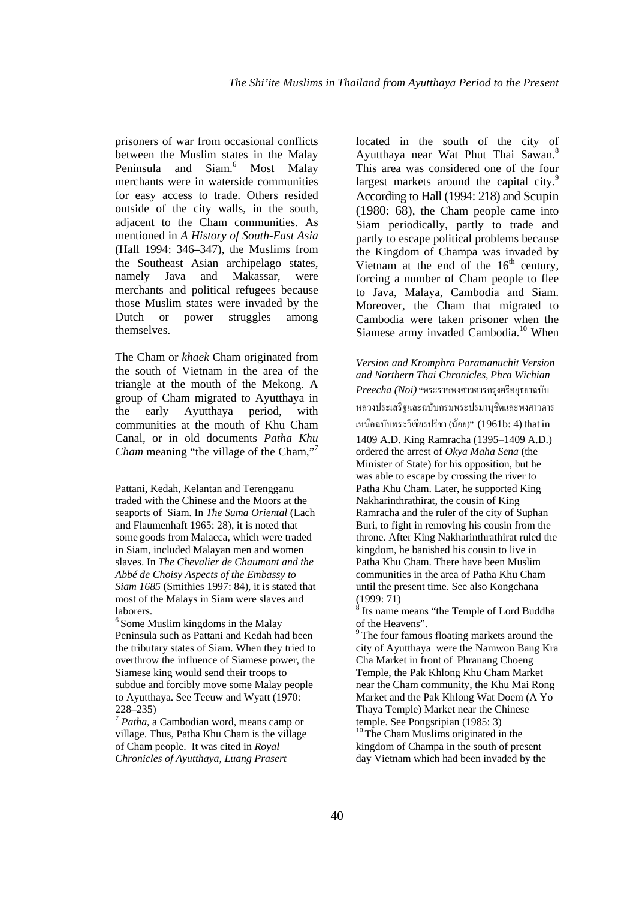prisoners of war from occasional conflicts between the Muslim states in the Malay Peninsula and Siam.[6] Most Malay merchants were in waterside communities for easy access to trade. Others resided outside of the city walls, in the south, adjacent to the Cham communities. As mentioned in *A History of South-East Asia* (Hall 1994: 346–347), the Muslims from the Southeast Asian archipelago states, namely Java and Makassar, were merchants and political refugees because those Muslim states were invaded by the Dutch or power struggles among themselves.

The Cham or *khaek* Cham originated from the south of Vietnam in the area of the triangle at the mouth of the Mekong. A group of Cham migrated to Ayutthaya in the early Ayutthaya period, with communities at the mouth of Khu Cham Canal, or in old documents *Patha Khu Cham* meaning "the village of the Cham,"[7] located in the south of the city of Ayutthaya near Wat Phut Thai Sawan.[8] This area was considered one of the four largest markets around the capital city.[9] According to Hall (1994: 218) and Scupin (1980: 68), the Cham people came into Siam periodically, partly to trade and partly to escape political problems because the Kingdom of Champa was invaded by Vietnam at the end of the 16th century, forcing a number of Cham people to flee to Java, Malaya, Cambodia and Siam. Moreover, the Cham that migrated to Cambodia were taken prisoner when the Siamese army invaded Cambodia.[10] When

---

Pattani, Kedah, Kelantan and Terengganu traded with the Chinese and the Moors at the seaports of Siam. In *The Suma Oriental* (Lach and Flaumenhaft 1965: 28), it is noted that some goods from Malacca, which were traded in Siam, included Malayan men and women slaves. In *The Chevalier de Chaumont and the Abbé de Choisy Aspects of the Embassy to Siam 1685* (Smithies 1997: 84), it is stated that most of the Malays in Siam were slaves and laborers.

[6] Some Muslim kingdoms in the Malay Peninsula such as Pattani and Kedah had been the tributary states of Siam. When they tried to overthrow the influence of Siamese power, the Siamese king would send their troops to subdue and forcibly move some Malay people to Ayutthaya. See Teeuw and Wyatt (1970: 228–235)

[7] *Patha*, a Cambodian word, means camp or village. Thus, Patha Khu Cham is the village of Cham people. It was cited in *Royal Chronicles of Ayutthaya, Luang Prasert Version and Kromphra Paramanuchit Version and Northern Thai Chronicles, Phra Wichian Preecha (Noi)* "พระราชพงศาวดารกรุงศรีอยุธยาฉบับหลวงประเสริฐและฉบับกรมพระปรมานุชิตและพงศาวดารเหนือฉบับพระวิเชียรปรีชา (น้อย)" (1961b: 4) that in 1409 A.D. King Ramracha (1395–1409 A.D.) ordered the arrest of *Okya Maha Sena* (the Minister of State) for his opposition, but he was able to escape by crossing the river to Patha Khu Cham. Later, he supported King Nakharinthrathirat, the cousin of King Ramracha and the ruler of the city of Suphan Buri, to fight in removing his cousin from the throne. After King Nakharinthrathirat ruled the kingdom, he banished his cousin to live in Patha Khu Cham. There have been Muslim communities in the area of Patha Khu Cham until the present time. See also Kongchana (1999: 71)

[8] Its name means "the Temple of Lord Buddha of the Heavens".

[9] The four famous floating markets around the city of Ayutthaya were the Namwon Bang Kra Cha Market in front of Phranang Choeng Temple, the Pak Khlong Khu Cham Market near the Cham community, the Khu Mai Rong Market and the Pak Khlong Wat Doem (A Yo Thaya Temple) Market near the Chinese temple. See Pongsripian (1985: 3)

[10] The Cham Muslims originated in the kingdom of Champa in the south of present day Vietnam which had been invaded by the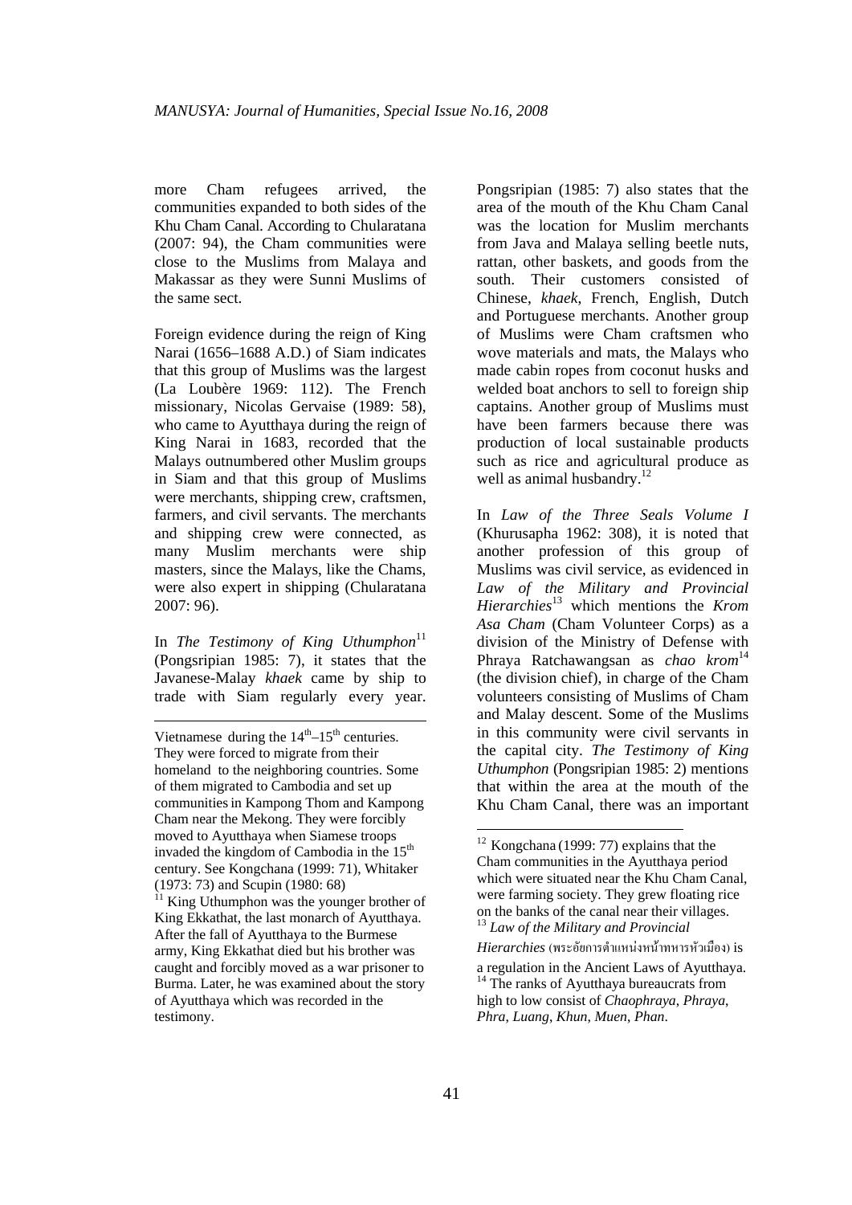more Cham refugees arrived, the communities expanded to both sides of the Khu Cham Canal. According to Chularatana (2007: 94), the Cham communities were close to the Muslims from Malaya and Makassar as they were Sunni Muslims of the same sect.

Foreign evidence during the reign of King Narai (1656–1688 A.D.) of Siam indicates that this group of Muslims was the largest (La Loubère 1969: 112). The French missionary, Nicolas Gervaise (1989: 58), who came to Ayutthaya during the reign of King Narai in 1683, recorded that the Malays outnumbered other Muslim groups in Siam and that this group of Muslims were merchants, shipping crew, craftsmen, farmers, and civil servants. The merchants and shipping crew were connected, as many Muslim merchants were ship masters, since the Malays, like the Chams, were also expert in shipping (Chularatana 2007: 96).

In *The Testimony of King Uthumphon*[11] (Pongsripian 1985: 7), it states that the Javanese-Malay *khaek* came by ship to trade with Siam regularly every year. Pongsripian (1985: 7) also states that the area of the mouth of the Khu Cham Canal was the location for Muslim merchants from Java and Malaya selling beetle nuts, rattan, other baskets, and goods from the south. Their customers consisted of Chinese, *khaek*, French, English, Dutch and Portuguese merchants. Another group of Muslims were Cham craftsmen who wove materials and mats, the Malays who made cabin ropes from coconut husks and welded boat anchors to sell to foreign ship captains. Another group of Muslims must have been farmers because there was production of local sustainable products such as rice and agricultural produce as well as animal husbandry.[12]

In *Law of the Three Seals Volume I* (Khurusapha 1962: 308), it is noted that another profession of this group of Muslims was civil service, as evidenced in *Law of the Military and Provincial Hierarchies*[13] which mentions the *Krom Asa Cham* (Cham Volunteer Corps) as a division of the Ministry of Defense with Phraya Ratchawangsan as *chao krom*[14] (the division chief), in charge of the Cham volunteers consisting of Muslims of Cham and Malay descent. Some of the Muslims in this community were civil servants in the capital city. *The Testimony of King Uthumphon* (Pongsripian 1985: 2) mentions that within the area at the mouth of the Khu Cham Canal, there was an important

---

Vietnamese during the $14^{th}$–$15^{th}$ centuries. They were forced to migrate from their homeland to the neighboring countries. Some of them migrated to Cambodia and set up communities in Kampong Thom and Kampong Cham near the Mekong. They were forcibly moved to Ayutthaya when Siamese troops invaded the kingdom of Cambodia in the $15^{th}$ century. See Kongchana (1999: 71), Whitaker (1973: 73) and Scupin (1980: 68)

[11] King Uthumphon was the younger brother of King Ekkathat, the last monarch of Ayutthaya. After the fall of Ayutthaya to the Burmese army, King Ekkathat died but his brother was caught and forcibly moved as a war prisoner to Burma. Later, he was examined about the story of Ayutthaya which was recorded in the testimony.

[12] Kongchana (1999: 77) explains that the Cham communities in the Ayutthaya period which were situated near the Khu Cham Canal, were farming society. They grew floating rice on the banks of the canal near their villages.

[13] *Law of the Military and Provincial Hierarchies* (พระอัยการตำแหน่งหน้าทหารหัวเมือง) is a regulation in the Ancient Laws of Ayutthaya.

[14] The ranks of Ayutthaya bureaucrats from high to low consist of *Chaophraya*, *Phraya*, *Phra*, *Luang*, *Khun*, *Muen*, *Phan*.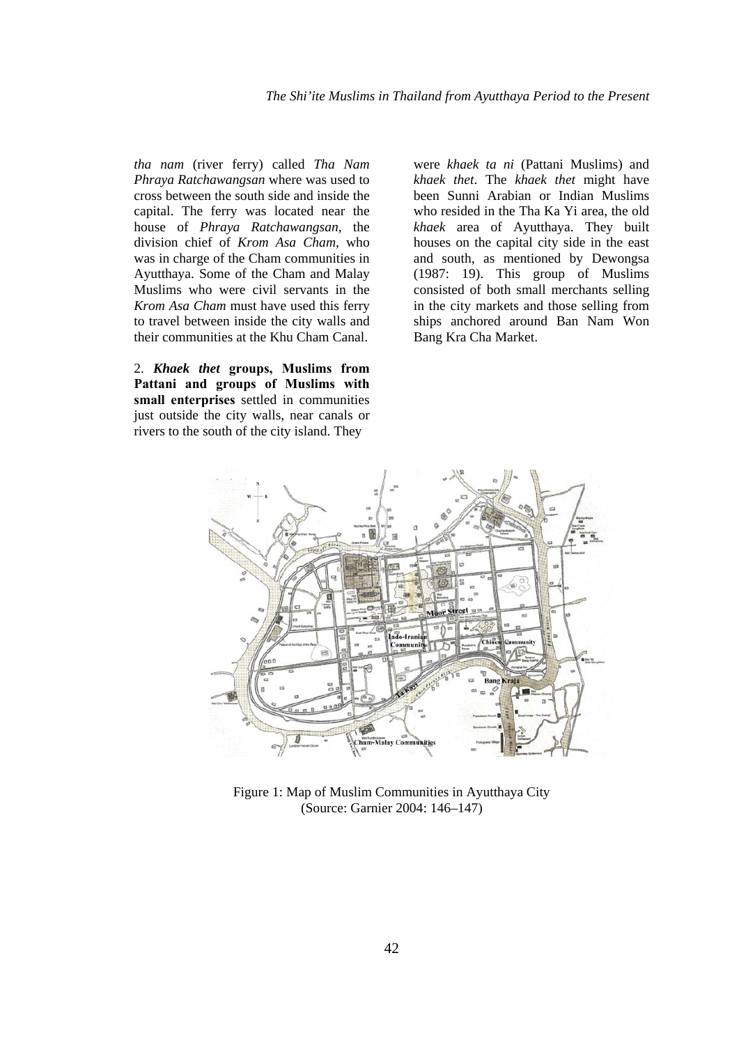*tha nam* (river ferry) called *Tha Nam Phraya Ratchawangsan* where was used to cross between the south side and inside the capital. The ferry was located near the house of *Phraya Ratchawangsan*, the division chief of *Krom Asa Cham*, who was in charge of the Cham communities in Ayutthaya. Some of the Cham and Malay Muslims who were civil servants in the *Krom Asa Cham* must have used this ferry to travel between inside the city walls and their communities at the Khu Cham Canal.

2. ***Khaek thet* groups, Muslims from Pattani and groups of Muslims with small enterprises** settled in communities just outside the city walls, near canals or rivers to the south of the city island. They were *khaek ta ni* (Pattani Muslims) and *khaek thet*. The *khaek thet* might have been Sunni Arabian or Indian Muslims who resided in the Tha Ka Yi area, the old *khaek* area of Ayutthaya. They built houses on the capital city side in the east and south, as mentioned by Dewongsa (1987: 19). This group of Muslims consisted of both small merchants selling in the city markets and those selling from ships anchored around Ban Nam Won Bang Kra Cha Market.

Figure 1: Map of Muslim Communities in Ayutthaya City
(Source: Garnier 2004: 146–147)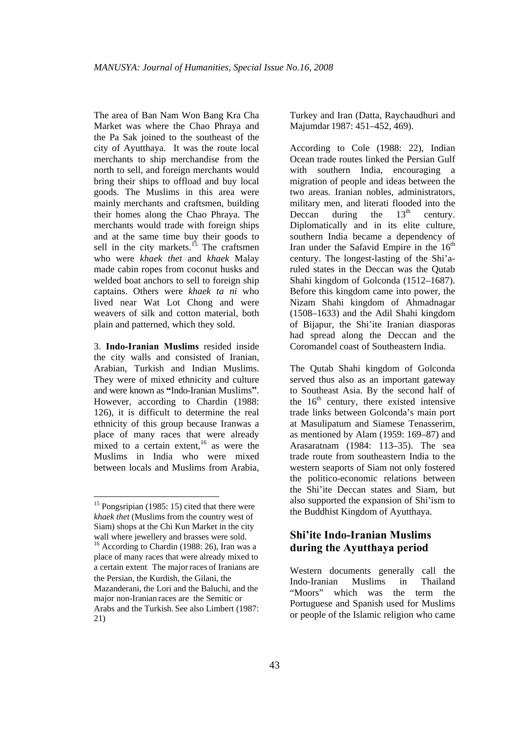The area of Ban Nam Won Bang Kra Cha Market was where the Chao Phraya and the Pa Sak joined to the southeast of the city of Ayutthaya. It was the route local merchants to ship merchandise from the north to sell, and foreign merchants would bring their ships to offload and buy local goods. The Muslims in this area were mainly merchants and craftsmen, building their homes along the Chao Phraya. The merchants would trade with foreign ships and at the same time buy their goods to sell in the city markets.[15] The craftsmen who were *khaek thet* and *khaek* Malay made cabin ropes from coconut husks and welded boat anchors to sell to foreign ship captains. Others were *khaek ta ni* who lived near Wat Lot Chong and were weavers of silk and cotton material, both plain and patterned, which they sold.

3. **Indo-Iranian Muslims** resided inside the city walls and consisted of Iranian, Arabian, Turkish and Indian Muslims. They were of mixed ethnicity and culture and were known as **"**Indo-Iranian Muslims**"**. However, according to Chardin (1988: 126), it is difficult to determine the real ethnicity of this group because Iranwas a place of many races that were already mixed to a certain extent,[16] as were the Muslims in India who were mixed between locals and Muslims from Arabia, Turkey and Iran (Datta, Raychaudhuri and Majumdar 1987: 451–452, 469).

According to Cole (1988: 22), Indian Ocean trade routes linked the Persian Gulf with southern India, encouraging a migration of people and ideas between the two areas. Iranian nobles, administrators, military men, and literati flooded into the Deccan during the 13th century. Diplomatically and in its elite culture, southern India became a dependency of Iran under the Safavid Empire in the 16th century. The longest-lasting of the Shi'a-ruled states in the Deccan was the Qutab Shahi kingdom of Golconda (1512–1687). Before this kingdom came into power, the Nizam Shahi kingdom of Ahmadnagar (1508–1633) and the Adil Shahi kingdom of Bijapur, the Shi'ite Iranian diasporas had spread along the Deccan and the Coromandel coast of Southeastern India.

The Qutab Shahi kingdom of Golconda served thus also as an important gateway to Southeast Asia. By the second half of the 16th century, there existed intensive trade links between Golconda's main port at Masulipatum and Siamese Tenasserim, as mentioned by Alam (1959: 169–87) and Arasaratnam (1984: 113–35). The sea trade route from southeastern India to the western seaports of Siam not only fostered the politico-economic relations between the Shi'ite Deccan states and Siam, but also supported the expansion of Shi'ism to the Buddhist Kingdom of Ayutthaya.

## Shi'ite Indo-Iranian Muslims during the Ayutthaya period

Western documents generally call the Indo-Iranian Muslims in Thailand "Moors" which was the term the Portuguese and Spanish used for Muslims or people of the Islamic religion who came

---

[15] Pongsripian (1985: 15) cited that there were *khaek thet* (Muslims from the country west of Siam) shops at the Chi Kun Market in the city wall where jewellery and brasses were sold.

[16] According to Chardin (1988: 26), Iran was a place of many races that were already mixed to a certain extent. The major races of Iranians are the Persian, the Kurdish, the Gilani, the Mazanderani, the Lori and the Baluchi, and the major non-Iranian races are the Semitic or Arabs and the Turkish. See also Limbert (1987: 21)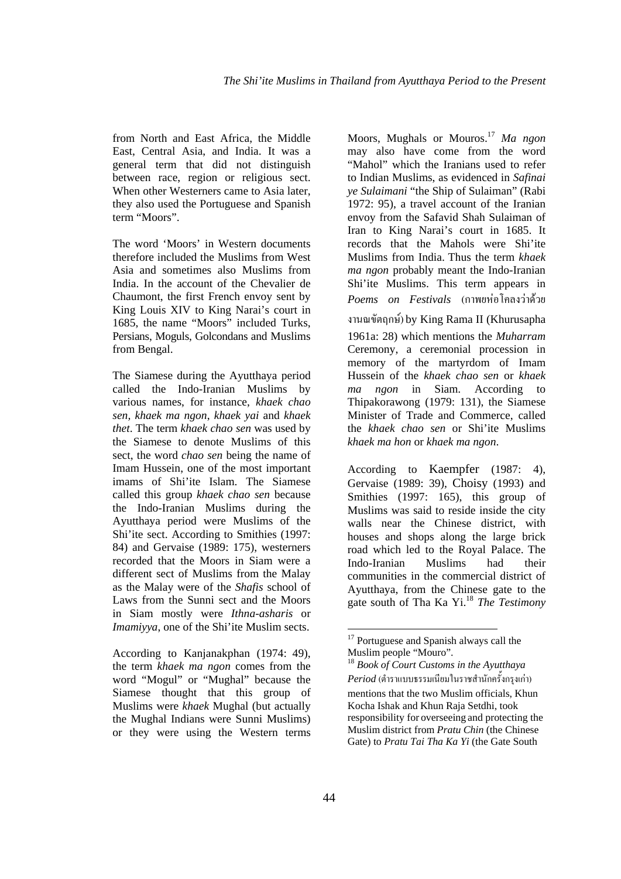from North and East Africa, the Middle East, Central Asia, and India. It was a general term that did not distinguish between race, region or religious sect. When other Westerners came to Asia later, they also used the Portuguese and Spanish term "Moors".

The word 'Moors' in Western documents therefore included the Muslims from West Asia and sometimes also Muslims from India. In the account of the Chevalier de Chaumont, the first French envoy sent by King Louis XIV to King Narai's court in 1685, the name "Moors" included Turks, Persians, Moguls, Golcondans and Muslims from Bengal.

The Siamese during the Ayutthaya period called the Indo-Iranian Muslims by various names, for instance, *khaek chao sen*, *khaek ma ngon*, *khaek yai* and *khaek thet*. The term *khaek chao sen* was used by the Siamese to denote Muslims of this sect, the word *chao sen* being the name of Imam Hussein, one of the most important imams of Shi'ite Islam. The Siamese called this group *khaek chao sen* because the Indo-Iranian Muslims during the Ayutthaya period were Muslims of the Shi'ite sect. According to Smithies (1997: 84) and Gervaise (1989: 175), westerners recorded that the Moors in Siam were a different sect of Muslims from the Malay as the Malay were of the *Shafis* school of Laws from the Sunni sect and the Moors in Siam mostly were *Ithna-asharis* or *Imamiyya*, one of the Shi'ite Muslim sects.

According to Kanjanakphan (1974: 49), the term *khaek ma ngon* comes from the word "Mogul" or "Mughal" because the Siamese thought that this group of Muslims were *khaek* Mughal (but actually the Mughal Indians were Sunni Muslims) or they were using the Western terms Moors, Mughals or Mouros.[17] *Ma ngon* may also have come from the word "Mahol" which the Iranians used to refer to Indian Muslims, as evidenced in *Safinai ye Sulaimani* "the Ship of Sulaiman" (Rabi 1972: 95), a travel account of the Iranian envoy from the Safavid Shah Sulaiman of Iran to King Narai's court in 1685. It records that the Mahols were Shi'ite Muslims from India. Thus the term *khaek ma ngon* probably meant the Indo-Iranian Shi'ite Muslims. This term appears in *Poems on Festivals* (กาพย์ห่อโคลงว่าด้วยงานฌขัตฤกษ์) by King Rama II (Khurusapha 1961a: 28) which mentions the *Muharram* Ceremony, a ceremonial procession in memory of the martyrdom of Imam Hussein of the *khaek chao sen* or *khaek ma ngon* in Siam. According to Thipakorawong (1979: 131), the Siamese Minister of Trade and Commerce, called the *khaek chao sen* or Shi'ite Muslims *khaek ma hon* or *khaek ma ngon*.

According to Kaempfer (1987: 4), Gervaise (1989: 39), Choisy (1993) and Smithies (1997: 165), this group of Muslims was said to reside inside the city walls near the Chinese district, with houses and shops along the large brick road which led to the Royal Palace. The Indo-Iranian Muslims had their communities in the commercial district of Ayutthaya, from the Chinese gate to the gate south of Tha Ka Yi.[18] *The Testimony*

[17] Portuguese and Spanish always call the Muslim people "Mouro".

[18] *Book of Court Customs in the Ayutthaya Period* (ตำราแบบธรรมเนียมในราชสำนักครั้งกรุงเก่า) mentions that the two Muslim officials, Khun Kocha Ishak and Khun Raja Setdhi, took responsibility for overseeing and protecting the Muslim district from *Pratu Chin* (the Chinese Gate) to *Pratu Tai Tha Ka Yi* (the Gate South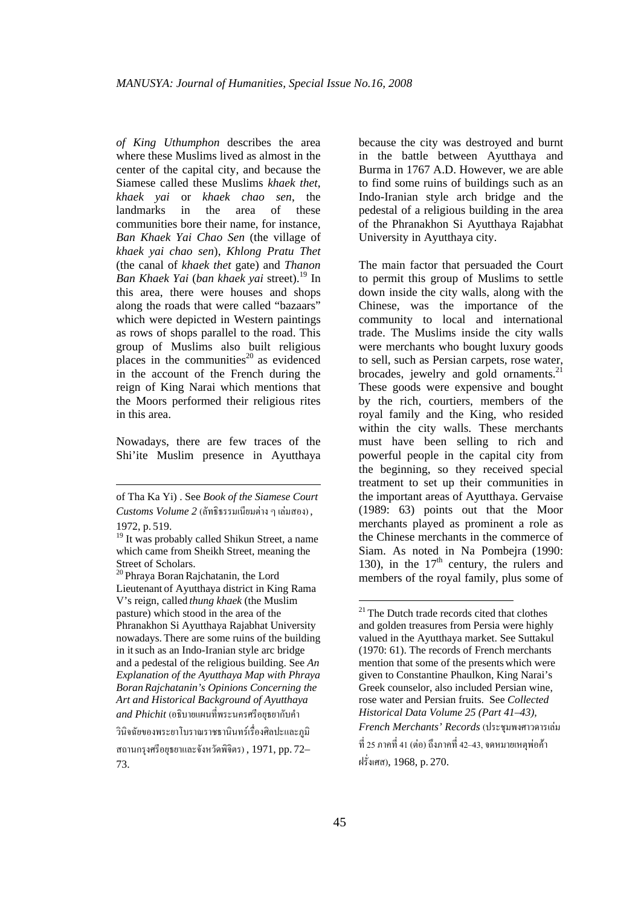*of King Uthumphon* describes the area where these Muslims lived as almost in the center of the capital city, and because the Siamese called these Muslims *khaek thet*, *khaek yai* or *khaek chao sen*, the landmarks in the area of these communities bore their name, for instance, *Ban Khaek Yai Chao Sen* (the village of *khaek yai chao sen*), *Khlong Pratu Thet* (the canal of *khaek thet* gate) and *Thanon Ban Khaek Yai* (*ban khaek yai* street).[19] In this area, there were houses and shops along the roads that were called "bazaars" which were depicted in Western paintings as rows of shops parallel to the road. This group of Muslims also built religious places in the communities[20] as evidenced in the account of the French during the reign of King Narai which mentions that the Moors performed their religious rites in this area.

Nowadays, there are few traces of the Shi'ite Muslim presence in Ayutthaya because the city was destroyed and burnt in the battle between Ayutthaya and Burma in 1767 A.D. However, we are able to find some ruins of buildings such as an Indo-Iranian style arch bridge and the pedestal of a religious building in the area of the Phranakhon Si Ayutthaya Rajabhat University in Ayutthaya city.

The main factor that persuaded the Court to permit this group of Muslims to settle down inside the city walls, along with the Chinese, was the importance of the community to local and international trade. The Muslims inside the city walls were merchants who bought luxury goods to sell, such as Persian carpets, rose water, brocades, jewelry and gold ornaments.[21] These goods were expensive and bought by the rich, courtiers, members of the royal family and the King, who resided within the city walls. These merchants must have been selling to rich and powerful people in the capital city from the beginning, so they received special treatment to set up their communities in the important areas of Ayutthaya. Gervaise (1989: 63) points out that the Moor merchants played as prominent a role as the Chinese merchants in the commerce of Siam. As noted in Na Pombejra (1990: 130), in the 17[th] century, the rulers and members of the royal family, plus some of

---

of Tha Ka Yi) . See *Book of the Siamese Court Customs Volume 2* (ลัทธิธรรมเนียมต่าง ๆ เล่มสอง) , 1972, p. 519.

[19] It was probably called Shikun Street, a name which came from Sheikh Street, meaning the Street of Scholars.

[20] Phraya Boran Rajchatanin, the Lord Lieutenant of Ayutthaya district in King Rama V's reign, called *thung khaek* (the Muslim pasture) which stood in the area of the Phranakhon Si Ayutthaya Rajabhat University nowadays. There are some ruins of the building in it such as an Indo-Iranian style arc bridge and a pedestal of the religious building. See *An Explanation of the Ayutthaya Map with Phraya Boran Rajchatanin's Opinions Concerning the Art and Historical Background of Ayutthaya and Phichit* (อธิบายแผนที่พระนครศรีอยุธยากับคำวินิจฉัยของพระยาโบราณราชธานินทร์เรื่องศิลปะและภูมิสถานกรุงศรีอยุธยาและจังหวัดพิจิตร) , 1971, pp. 72–73.

[21] The Dutch trade records cited that clothes and golden treasures from Persia were highly valued in the Ayutthaya market. See Suttakul (1970: 61). The records of French merchants mention that some of the presents which were given to Constantine Phaulkon, King Narai's Greek counselor, also included Persian wine, rose water and Persian fruits. See *Collected Historical Data Volume 25 (Part 41–43), French Merchants' Records* (ประชุมพงศาวดารเล่มที่ 25 ภาคที่ 41 (ต่อ) ถึงภาคที่ 42–43, จดหมายเหตุพ่อค้าฝรั่งเศส), 1968, p. 270.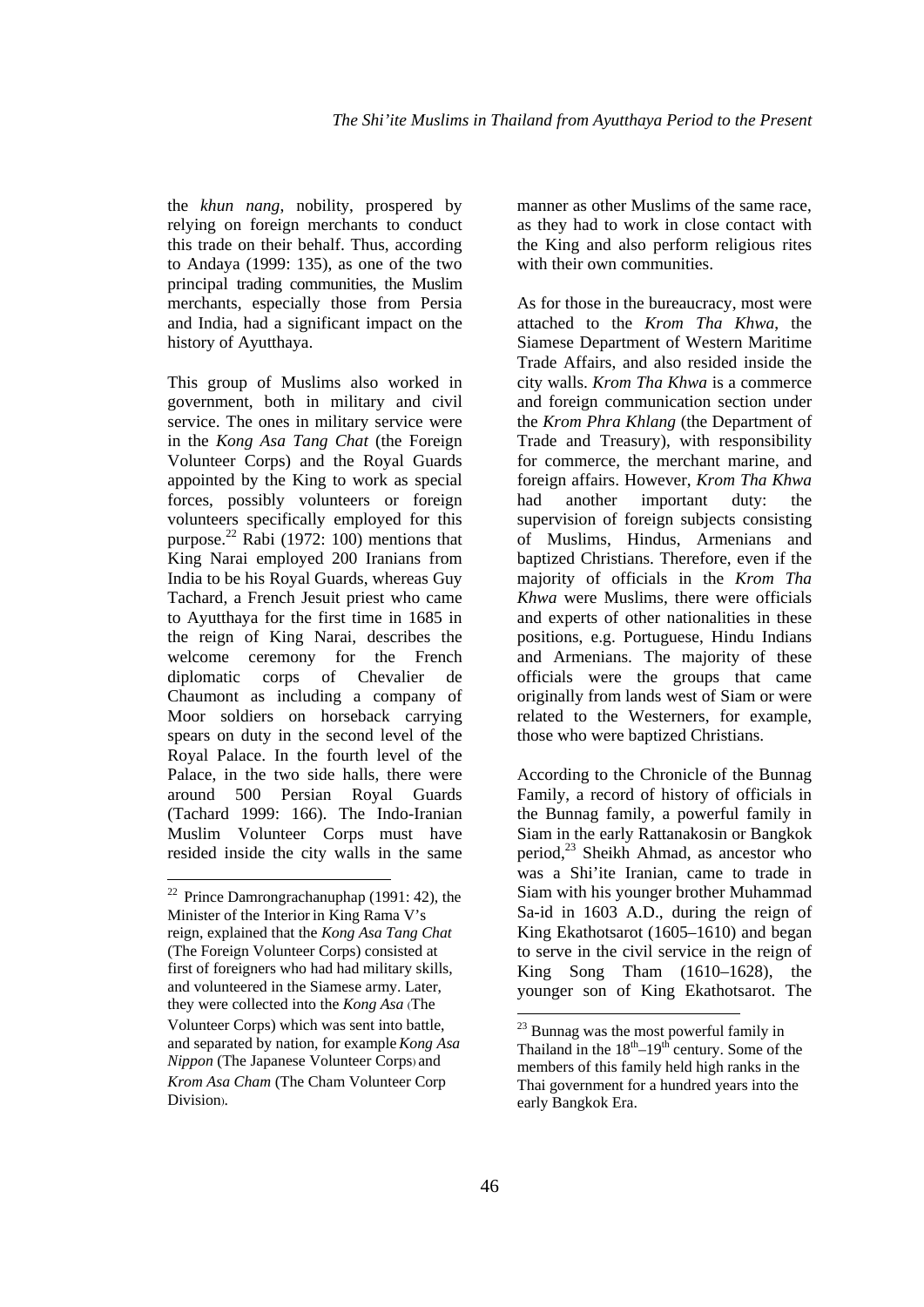the *khun nang*, nobility, prospered by relying on foreign merchants to conduct this trade on their behalf. Thus, according to Andaya (1999: 135), as one of the two principal trading communities, the Muslim merchants, especially those from Persia and India, had a significant impact on the history of Ayutthaya.

This group of Muslims also worked in government, both in military and civil service. The ones in military service were in the *Kong Asa Tang Chat* (the Foreign Volunteer Corps) and the Royal Guards appointed by the King to work as special forces, possibly volunteers or foreign volunteers specifically employed for this purpose.[22] Rabi (1972: 100) mentions that King Narai employed 200 Iranians from India to be his Royal Guards, whereas Guy Tachard, a French Jesuit priest who came to Ayutthaya for the first time in 1685 in the reign of King Narai, describes the welcome ceremony for the French diplomatic corps of Chevalier de Chaumont as including a company of Moor soldiers on horseback carrying spears on duty in the second level of the Royal Palace. In the fourth level of the Palace, in the two side halls, there were around 500 Persian Royal Guards (Tachard 1999: 166). The Indo-Iranian Muslim Volunteer Corps must have resided inside the city walls in the same manner as other Muslims of the same race, as they had to work in close contact with the King and also perform religious rites with their own communities.

As for those in the bureaucracy, most were attached to the *Krom Tha Khwa*, the Siamese Department of Western Maritime Trade Affairs, and also resided inside the city walls. *Krom Tha Khwa* is a commerce and foreign communication section under the *Krom Phra Khlang* (the Department of Trade and Treasury), with responsibility for commerce, the merchant marine, and foreign affairs. However, *Krom Tha Khwa* had another important duty: the supervision of foreign subjects consisting of Muslims, Hindus, Armenians and baptized Christians. Therefore, even if the majority of officials in the *Krom Tha Khwa* were Muslims, there were officials and experts of other nationalities in these positions, e.g. Portuguese, Hindu Indians and Armenians. The majority of these officials were the groups that came originally from lands west of Siam or were related to the Westerners, for example, those who were baptized Christians.

According to the Chronicle of the Bunnag Family, a record of history of officials in the Bunnag family, a powerful family in Siam in the early Rattanakosin or Bangkok period,[23] Sheikh Ahmad, as ancestor who was a Shi'ite Iranian, came to trade in Siam with his younger brother Muhammad Sa-id in 1603 A.D., during the reign of King Ekathotsarot (1605–1610) and began to serve in the civil service in the reign of King Song Tham (1610–1628), the younger son of King Ekathotsarot. The

---

[22] Prince Damrongrachanuphap (1991: 42), the Minister of the Interior in King Rama V's reign, explained that the *Kong Asa Tang Chat* (The Foreign Volunteer Corps) consisted at first of foreigners who had had military skills, and volunteered in the Siamese army. Later, they were collected into the *Kong Asa* (The Volunteer Corps) which was sent into battle, and separated by nation, for example *Kong Asa Nippon* (The Japanese Volunteer Corps) and *Krom Asa Cham* (The Cham Volunteer Corp Division).

[23] Bunnag was the most powerful family in Thailand in the 18th–19th century. Some of the members of this family held high ranks in the Thai government for a hundred years into the early Bangkok Era.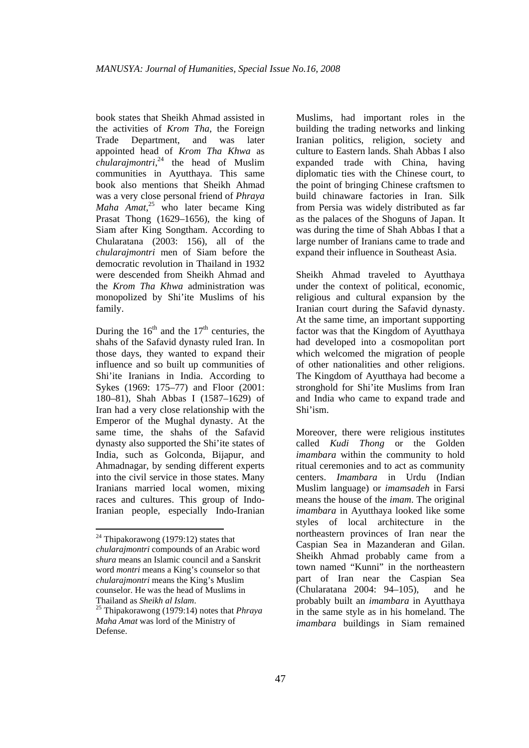book states that Sheikh Ahmad assisted in the activities of *Krom Tha*, the Foreign Trade Department, and was later appointed head of *Krom Tha Khwa* as *chularajmontri*,[24] the head of Muslim communities in Ayutthaya. This same book also mentions that Sheikh Ahmad was a very close personal friend of *Phraya Maha Amat*,[25] who later became King Prasat Thong (1629–1656), the king of Siam after King Songtham. According to Chularatana (2003: 156), all of the *chularajmontri* men of Siam before the democratic revolution in Thailand in 1932 were descended from Sheikh Ahmad and the *Krom Tha Khwa* administration was monopolized by Shi'ite Muslims of his family.

During the 16th and the 17th centuries, the shahs of the Safavid dynasty ruled Iran. In those days, they wanted to expand their influence and so built up communities of Shi'ite Iranians in India. According to Sykes (1969: 175–77) and Floor (2001: 180–81), Shah Abbas I (1587–1629) of Iran had a very close relationship with the Emperor of the Mughal dynasty. At the same time, the shahs of the Safavid dynasty also supported the Shi'ite states of India, such as Golconda, Bijapur, and Ahmadnagar, by sending different experts into the civil service in those states. Many Iranians married local women, mixing races and cultures. This group of Indo-Iranian people, especially Indo-Iranian Muslims, had important roles in the building the trading networks and linking Iranian politics, religion, society and culture to Eastern lands. Shah Abbas I also expanded trade with China, having diplomatic ties with the Chinese court, to the point of bringing Chinese craftsmen to build chinaware factories in Iran. Silk from Persia was widely distributed as far as the palaces of the Shoguns of Japan. It was during the time of Shah Abbas I that a large number of Iranians came to trade and expand their influence in Southeast Asia.

Sheikh Ahmad traveled to Ayutthaya under the context of political, economic, religious and cultural expansion by the Iranian court during the Safavid dynasty. At the same time, an important supporting factor was that the Kingdom of Ayutthaya had developed into a cosmopolitan port which welcomed the migration of people of other nationalities and other religions. The Kingdom of Ayutthaya had become a stronghold for Shi'ite Muslims from Iran and India who came to expand trade and Shi'ism.

Moreover, there were religious institutes called *Kudi Thong* or the Golden *imambara* within the community to hold ritual ceremonies and to act as community centers. *Imambara* in Urdu (Indian Muslim language) or *imamsadeh* in Farsi means the house of the *imam*. The original *imambara* in Ayutthaya looked like some styles of local architecture in the northeastern provinces of Iran near the Caspian Sea in Mazanderan and Gilan. Sheikh Ahmad probably came from a town named "Kunni" in the northeastern part of Iran near the Caspian Sea (Chularatana 2004: 94–105), and he probably built an *imambara* in Ayutthaya in the same style as in his homeland. The *imambara* buildings in Siam remained

---

[24] Thipakorawong (1979:12) states that *chularajmontri* compounds of an Arabic word *shura* means an Islamic council and a Sanskrit word *montri* means a King's counselor so that *chularajmontri* means the King's Muslim counselor. He was the head of Muslims in Thailand as *Sheikh al Islam*.

[25] Thipakorawong (1979:14) notes that *Phraya Maha Amat* was lord of the Ministry of Defense.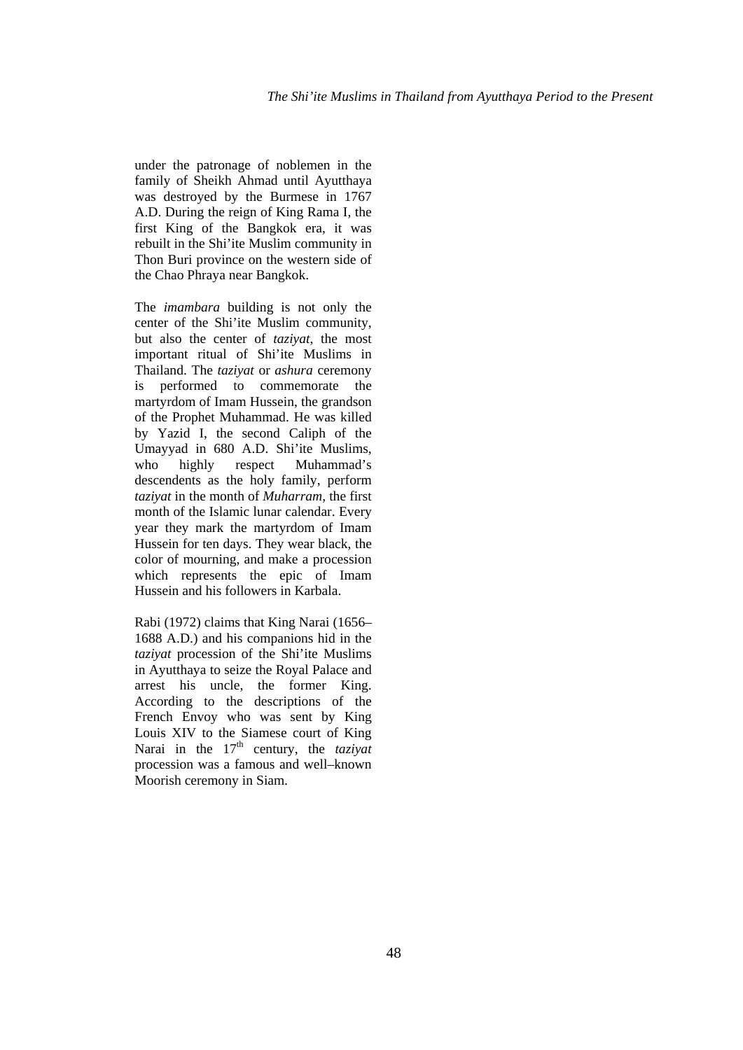under the patronage of noblemen in the family of Sheikh Ahmad until Ayutthaya was destroyed by the Burmese in 1767 A.D. During the reign of King Rama I, the first King of the Bangkok era, it was rebuilt in the Shi'ite Muslim community in Thon Buri province on the western side of the Chao Phraya near Bangkok.

The *imambara* building is not only the center of the Shi'ite Muslim community, but also the center of *taziyat*, the most important ritual of Shi'ite Muslims in Thailand. The *taziyat* or *ashura* ceremony is performed to commemorate the martyrdom of Imam Hussein, the grandson of the Prophet Muhammad. He was killed by Yazid I, the second Caliph of the Umayyad in 680 A.D. Shi'ite Muslims, who highly respect Muhammad's descendents as the holy family, perform *taziyat* in the month of *Muharram*, the first month of the Islamic lunar calendar. Every year they mark the martyrdom of Imam Hussein for ten days. They wear black, the color of mourning, and make a procession which represents the epic of Imam Hussein and his followers in Karbala.

Rabi (1972) claims that King Narai (1656–1688 A.D.) and his companions hid in the *taziyat* procession of the Shi'ite Muslims in Ayutthaya to seize the Royal Palace and arrest his uncle, the former King. According to the descriptions of the French Envoy who was sent by King Louis XIV to the Siamese court of King Narai in the 17th century, the *taziyat* procession was a famous and well–known Moorish ceremony in Siam.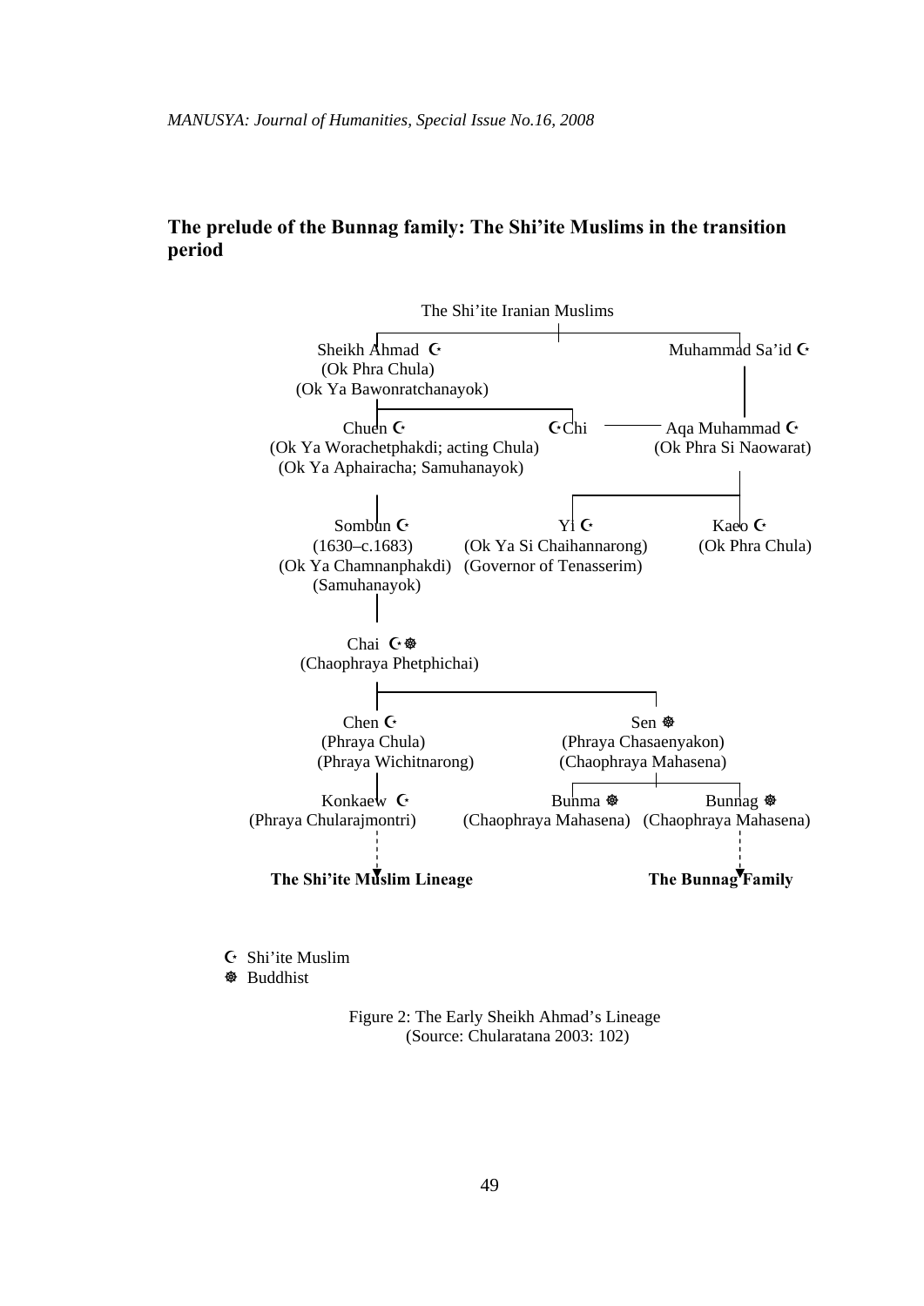## The prelude of the Bunnag family: The Shi'ite Muslims in the transition period

The Shi'ite Iranian Muslims

Sheikh Ahmad ☪ (Ok Phra Chula) (Ok Ya Bawonratchanayok)

Muhammad Sa'id ☪

Chuen ☪ (Ok Ya Worachetphakdi; acting Chula) (Ok Ya Aphairacha; Samuhanayok)

☪Chi

Aqa Muhammad ☪ (Ok Phra Si Naowarat)

Sombun ☪ (1630–c.1683) (Ok Ya Chamnanphakdi) (Samuhanayok)

Yi ☪ (Ok Ya Si Chaihannarong) (Governor of Tenasserim)

Kaeo ☪ (Ok Phra Chula)

Chai ☪☸ (Chaophraya Phetphichai)

Chen ☪ (Phraya Chula) (Phraya Wichitnarong)

Sen ☸ (Phraya Chasaenyakon) (Chaophraya Mahasena)

Konkaew ☪ (Phraya Chularajmontri)

Bunma ☸ (Chaophraya Mahasena)

Bunnag ☸ (Chaophraya Mahasena)

**The Shi'ite Muslim Lineage**

**The Bunnag Family**

☪ Shi'ite Muslim
☸ Buddhist

Figure 2: The Early Sheikh Ahmad's Lineage
(Source: Chularatana 2003: 102)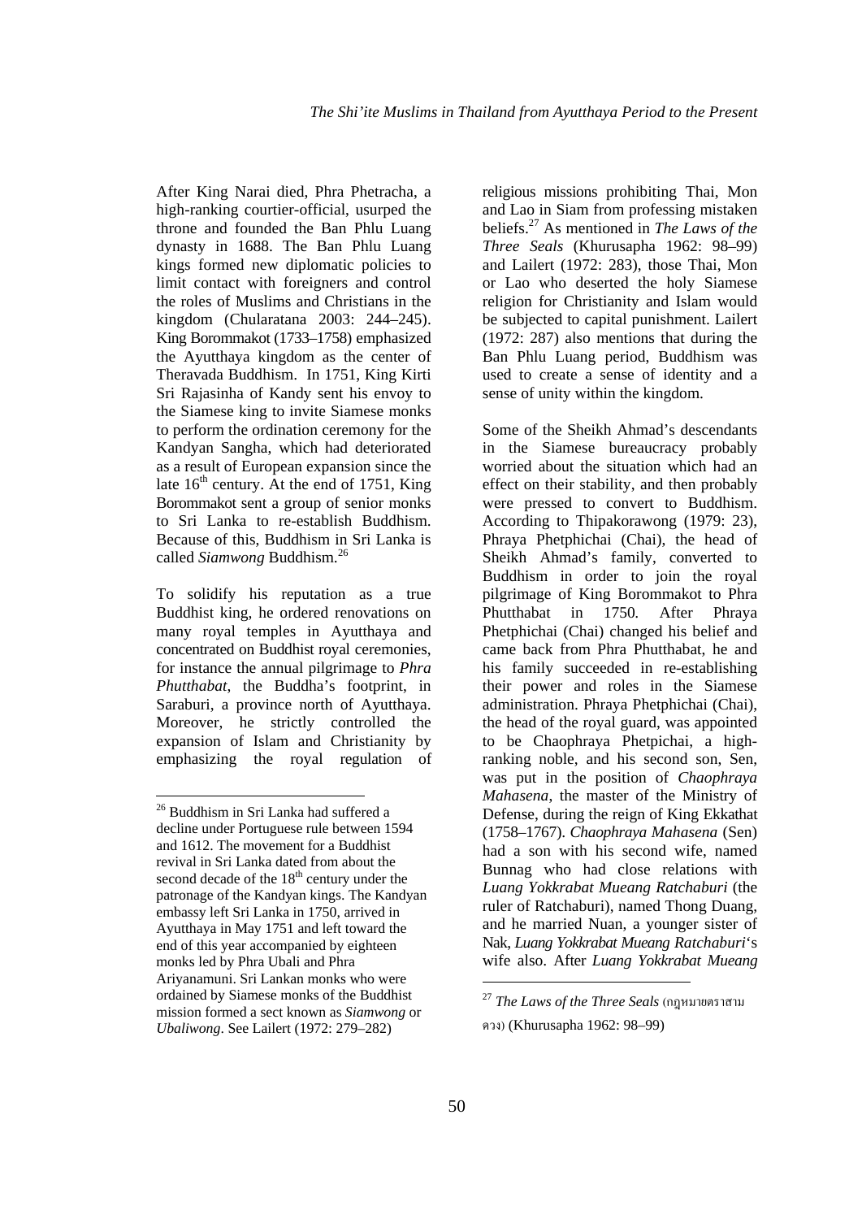After King Narai died, Phra Phetracha, a high-ranking courtier-official, usurped the throne and founded the Ban Phlu Luang dynasty in 1688. The Ban Phlu Luang kings formed new diplomatic policies to limit contact with foreigners and control the roles of Muslims and Christians in the kingdom (Chularatana 2003: 244–245). King Borommakot (1733–1758) emphasized the Ayutthaya kingdom as the center of Theravada Buddhism. In 1751, King Kirti Sri Rajasinha of Kandy sent his envoy to the Siamese king to invite Siamese monks to perform the ordination ceremony for the Kandyan Sangha, which had deteriorated as a result of European expansion since the late 16th century. At the end of 1751, King Borommakot sent a group of senior monks to Sri Lanka to re-establish Buddhism. Because of this, Buddhism in Sri Lanka is called *Siamwong* Buddhism.[26]

To solidify his reputation as a true Buddhist king, he ordered renovations on many royal temples in Ayutthaya and concentrated on Buddhist royal ceremonies, for instance the annual pilgrimage to *Phra Phutthabat*, the Buddha's footprint, in Saraburi, a province north of Ayutthaya. Moreover, he strictly controlled the expansion of Islam and Christianity by emphasizing the royal regulation of religious missions prohibiting Thai, Mon and Lao in Siam from professing mistaken beliefs.[27] As mentioned in *The Laws of the Three Seals* (Khurusapha 1962: 98–99) and Lailert (1972: 283), those Thai, Mon or Lao who deserted the holy Siamese religion for Christianity and Islam would be subjected to capital punishment. Lailert (1972: 287) also mentions that during the Ban Phlu Luang period, Buddhism was used to create a sense of identity and a sense of unity within the kingdom.

Some of the Sheikh Ahmad's descendants in the Siamese bureaucracy probably worried about the situation which had an effect on their stability, and then probably were pressed to convert to Buddhism. According to Thipakorawong (1979: 23), Phraya Phetphichai (Chai), the head of Sheikh Ahmad's family, converted to Buddhism in order to join the royal pilgrimage of King Borommakot to Phra Phutthabat in 1750. After Phraya Phetphichai (Chai) changed his belief and came back from Phra Phutthabat, he and his family succeeded in re-establishing their power and roles in the Siamese administration. Phraya Phetphichai (Chai), the head of the royal guard, was appointed to be Chaophraya Phetpichai, a high-ranking noble, and his second son, Sen, was put in the position of *Chaophraya Mahasena*, the master of the Ministry of Defense, during the reign of King Ekkathat (1758–1767). *Chaophraya Mahasena* (Sen) had a son with his second wife, named Bunnag who had close relations with *Luang Yokkrabat Mueang Ratchaburi* (the ruler of Ratchaburi), named Thong Duang, and he married Nuan, a younger sister of Nak, *Luang Yokkrabat Mueang Ratchaburi*'s wife also. After *Luang Yokkrabat Mueang*

---

[26] Buddhism in Sri Lanka had suffered a decline under Portuguese rule between 1594 and 1612. The movement for a Buddhist revival in Sri Lanka dated from about the second decade of the 18th century under the patronage of the Kandyan kings. The Kandyan embassy left Sri Lanka in 1750, arrived in Ayutthaya in May 1751 and left toward the end of this year accompanied by eighteen monks led by Phra Ubali and Phra Ariyanamuni. Sri Lankan monks who were ordained by Siamese monks of the Buddhist mission formed a sect known as *Siamwong* or *Ubaliwong*. See Lailert (1972: 279–282)

[27] *The Laws of the Three Seals* (กฎหมายตราสามดวง) (Khurusapha 1962: 98–99)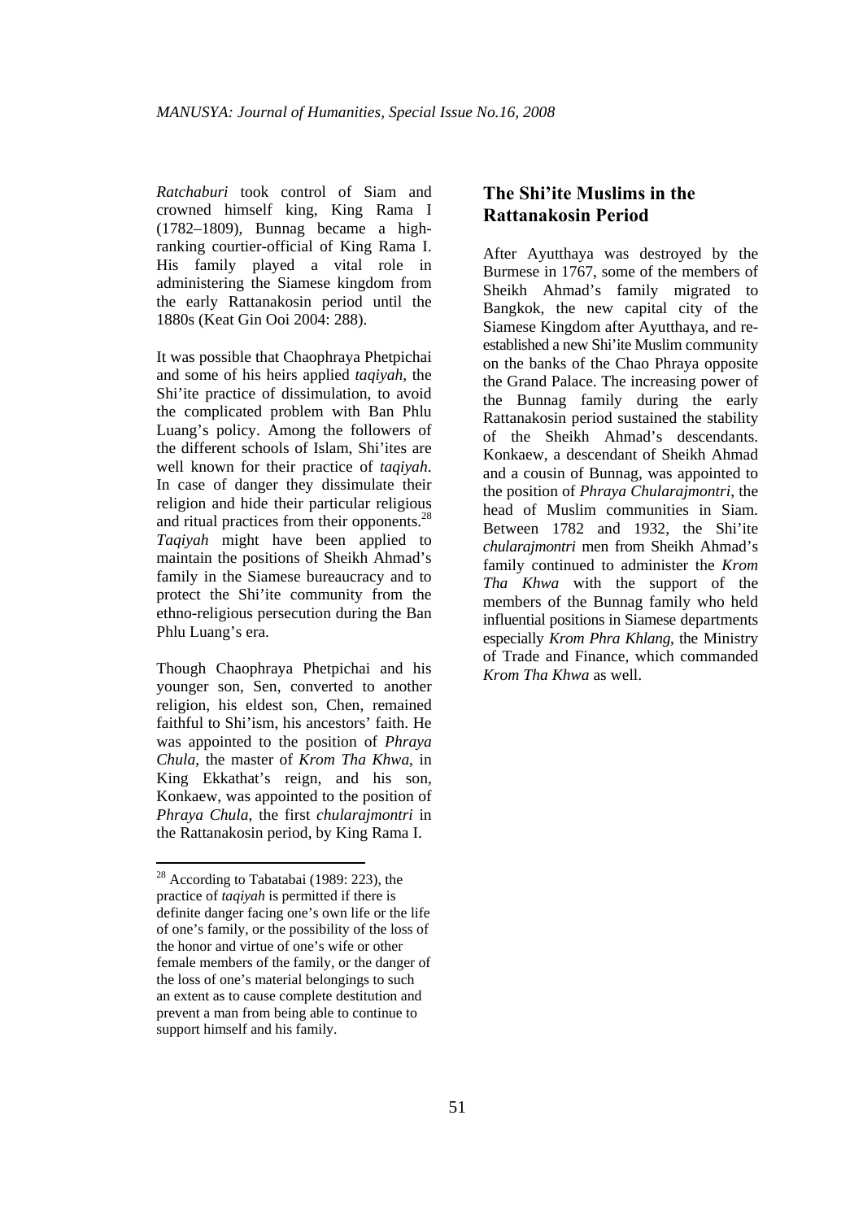*Ratchaburi* took control of Siam and crowned himself king, King Rama I (1782–1809), Bunnag became a high-ranking courtier-official of King Rama I. His family played a vital role in administering the Siamese kingdom from the early Rattanakosin period until the 1880s (Keat Gin Ooi 2004: 288).

It was possible that Chaophraya Phetpichai and some of his heirs applied *taqiyah*, the Shi'ite practice of dissimulation, to avoid the complicated problem with Ban Phlu Luang's policy. Among the followers of the different schools of Islam, Shi'ites are well known for their practice of *taqiyah*. In case of danger they dissimulate their religion and hide their particular religious and ritual practices from their opponents.[28] *Taqiyah* might have been applied to maintain the positions of Sheikh Ahmad's family in the Siamese bureaucracy and to protect the Shi'ite community from the ethno-religious persecution during the Ban Phlu Luang's era.

Though Chaophraya Phetpichai and his younger son, Sen, converted to another religion, his eldest son, Chen, remained faithful to Shi'ism, his ancestors' faith. He was appointed to the position of *Phraya Chula*, the master of *Krom Tha Khwa*, in King Ekkathat's reign, and his son, Konkaew, was appointed to the position of *Phraya Chula*, the first *chularajmontri* in the Rattanakosin period, by King Rama I.

## The Shi'ite Muslims in the Rattanakosin Period

After Ayutthaya was destroyed by the Burmese in 1767, some of the members of Sheikh Ahmad's family migrated to Bangkok, the new capital city of the Siamese Kingdom after Ayutthaya, and re-established a new Shi'ite Muslim community on the banks of the Chao Phraya opposite the Grand Palace. The increasing power of the Bunnag family during the early Rattanakosin period sustained the stability of the Sheikh Ahmad's descendants. Konkaew, a descendant of Sheikh Ahmad and a cousin of Bunnag, was appointed to the position of *Phraya Chularajmontri*, the head of Muslim communities in Siam. Between 1782 and 1932, the Shi'ite *chularajmontri* men from Sheikh Ahmad's family continued to administer the *Krom Tha Khwa* with the support of the members of the Bunnag family who held influential positions in Siamese departments especially *Krom Phra Khlang*, the Ministry of Trade and Finance, which commanded *Krom Tha Khwa* as well.

---

[28] According to Tabatabai (1989: 223), the practice of *taqiyah* is permitted if there is definite danger facing one's own life or the life of one's family, or the possibility of the loss of the honor and virtue of one's wife or other female members of the family, or the danger of the loss of one's material belongings to such an extent as to cause complete destitution and prevent a man from being able to continue to support himself and his family.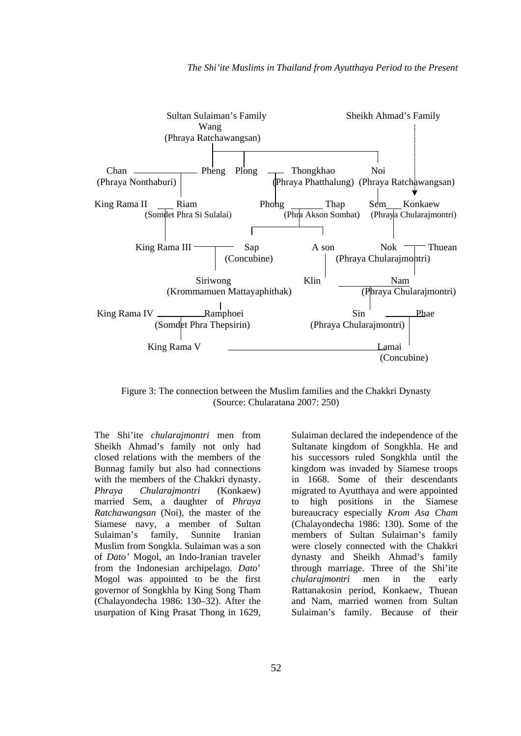Sultan Sulaiman's Family — Sheikh Ahmad's Family

Wang (Phraya Ratchawangsan)

Chan (Phraya Nonthaburi) — Pheng; Plong — Thongkhao (Phraya Phatthalung); Noi (Phraya Ratchawangsan)

King Rama II — Riam (Somdet Phra Si Sulalai); Phong — Thap (Phra Akson Sombat); Sem — Konkaew (Phraya Chularajmontri)

King Rama III — Sap (Concubine); A son; Nok — Thuean (Phraya Chularajmontri)

Siriwong (Krommamuen Mattayaphithak); Klin; Nam (Phraya Chularajmontri)

King Rama IV — Ramphoei (Somdet Phra Thepsirin); Sin (Phraya Chularajmontri) — Phae

King Rama V — Lamai (Concubine)

Figure 3: The connection between the Muslim families and the Chakkri Dynasty (Source: Chularatana 2007: 250)

The Shi'ite *chularajmontri* men from Sheikh Ahmad's family not only had closed relations with the members of the Bunnag family but also had connections with the members of the Chakkri dynasty. *Phraya Chularajmontri* (Konkaew) married Sem, a daughter of *Phraya Ratchawangsan* (Noi), the master of the Siamese navy, a member of Sultan Sulaiman's family, Sunnite Iranian Muslim from Songkla. Sulaiman was a son of *Dato'* Mogol, an Indo-Iranian traveler from the Indonesian archipelago. *Dato'* Mogol was appointed to be the first governor of Songkhla by King Song Tham (Chalayondecha 1986: 130–32). After the usurpation of King Prasat Thong in 1629, Sulaiman declared the independence of the Sultanate kingdom of Songkhla. He and his successors ruled Songkhla until the kingdom was invaded by Siamese troops in 1668. Some of their descendants migrated to Ayutthaya and were appointed to high positions in the Siamese bureaucracy especially *Krom Asa Cham* (Chalayondecha 1986: 130). Some of the members of Sultan Sulaiman's family were closely connected with the Chakkri dynasty and Sheikh Ahmad's family through marriage. Three of the Shi'ite *chularajmontri* men in the early Rattanakosin period, Konkaew, Thuean and Nam, married women from Sultan Sulaiman's family. Because of their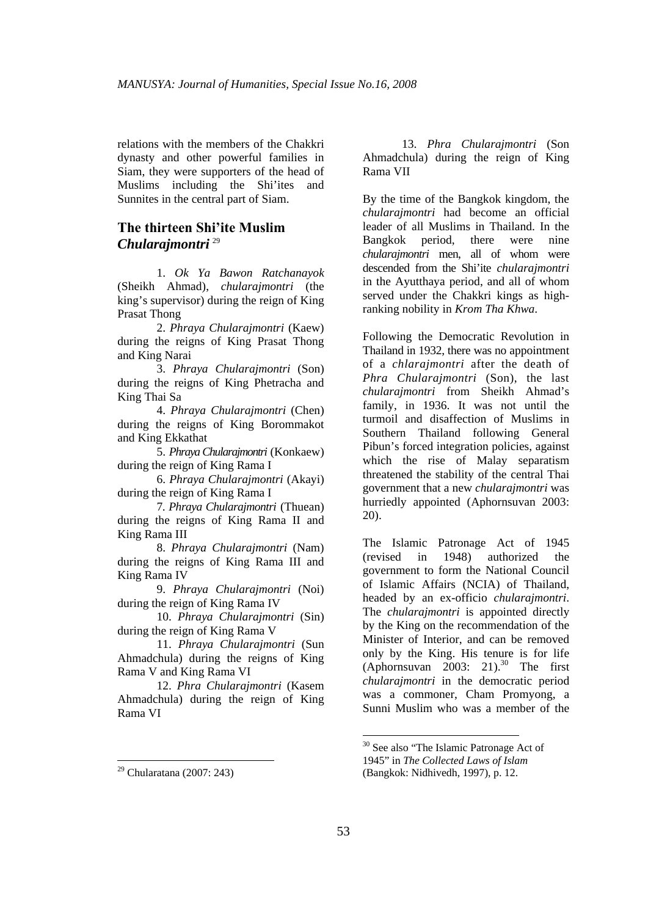relations with the members of the Chakkri dynasty and other powerful families in Siam, they were supporters of the head of Muslims including the Shi'ites and Sunnites in the central part of Siam.

## The thirteen Shi'ite Muslim *Chularajmontri*[29]

1. *Ok Ya Bawon Ratchanayok* (Sheikh Ahmad), *chularajmontri* (the king's supervisor) during the reign of King Prasat Thong

2. *Phraya Chularajmontri* (Kaew) during the reigns of King Prasat Thong and King Narai

3. *Phraya Chularajmontri* (Son) during the reigns of King Phetracha and King Thai Sa

4. *Phraya Chularajmontri* (Chen) during the reigns of King Borommakot and King Ekkathat

5. *Phraya Chularajmontri* (Konkaew) during the reign of King Rama I

6. *Phraya Chularajmontri* (Akayi) during the reign of King Rama I

7. *Phraya Chularajmontri* (Thuean) during the reigns of King Rama II and King Rama III

8. *Phraya Chularajmontri* (Nam) during the reigns of King Rama III and King Rama IV

9. *Phraya Chularajmontri* (Noi) during the reign of King Rama IV

10. *Phraya Chularajmontri* (Sin) during the reign of King Rama V

11. *Phraya Chularajmontri* (Sun Ahmadchula) during the reigns of King Rama V and King Rama VI

12. *Phra Chularajmontri* (Kasem Ahmadchula) during the reign of King Rama VI

13. *Phra Chularajmontri* (Son Ahmadchula) during the reign of King Rama VII

By the time of the Bangkok kingdom, the *chularajmontri* had become an official leader of all Muslims in Thailand. In the Bangkok period, there were nine *chularajmontri* men, all of whom were descended from the Shi'ite *chularajmontri* in the Ayutthaya period, and all of whom served under the Chakkri kings as high-ranking nobility in *Krom Tha Khwa*.

Following the Democratic Revolution in Thailand in 1932, there was no appointment of a *chlarajmontri* after the death of *Phra Chularajmontri* (Son), the last *chularajmontri* from Sheikh Ahmad's family, in 1936. It was not until the turmoil and disaffection of Muslims in Southern Thailand following General Pibun's forced integration policies, against which the rise of Malay separatism threatened the stability of the central Thai government that a new *chularajmontri* was hurriedly appointed (Aphornsuvan 2003: 20).

The Islamic Patronage Act of 1945 (revised in 1948) authorized the government to form the National Council of Islamic Affairs (NCIA) of Thailand, headed by an ex-officio *chularajmontri*. The *chularajmontri* is appointed directly by the King on the recommendation of the Minister of Interior, and can be removed only by the King. His tenure is for life (Aphornsuvan 2003: 21).[30] The first *chularajmontri* in the democratic period was a commoner, Cham Promyong, a Sunni Muslim who was a member of the

---

[29] Chularatana (2007: 243)

[30] See also "The Islamic Patronage Act of 1945" in *The Collected Laws of Islam* (Bangkok: Nidhivedh, 1997), p. 12.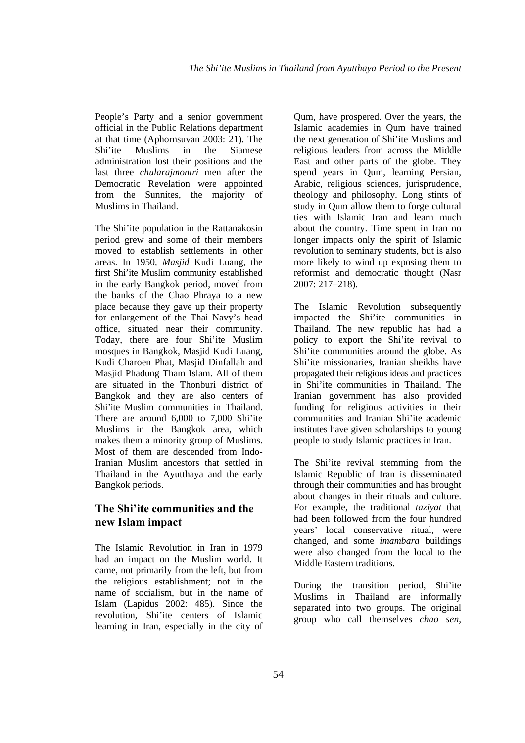People's Party and a senior government official in the Public Relations department at that time (Aphornsuvan 2003: 21). The Shi'ite Muslims in the Siamese administration lost their positions and the last three *chularajmontri* men after the Democratic Revelation were appointed from the Sunnites, the majority of Muslims in Thailand.

The Shi'ite population in the Rattanakosin period grew and some of their members moved to establish settlements in other areas. In 1950, *Masjid* Kudi Luang, the first Shi'ite Muslim community established in the early Bangkok period, moved from the banks of the Chao Phraya to a new place because they gave up their property for enlargement of the Thai Navy's head office, situated near their community. Today, there are four Shi'ite Muslim mosques in Bangkok, Masjid Kudi Luang, Kudi Charoen Phat, Masjid Dinfallah and Masjid Phadung Tham Islam. All of them are situated in the Thonburi district of Bangkok and they are also centers of Shi'ite Muslim communities in Thailand. There are around 6,000 to 7,000 Shi'ite Muslims in the Bangkok area, which makes them a minority group of Muslims. Most of them are descended from Indo-Iranian Muslim ancestors that settled in Thailand in the Ayutthaya and the early Bangkok periods.

## The Shi'ite communities and the new Islam impact

The Islamic Revolution in Iran in 1979 had an impact on the Muslim world. It came, not primarily from the left, but from the religious establishment; not in the name of socialism, but in the name of Islam (Lapidus 2002: 485). Since the revolution, Shi'ite centers of Islamic learning in Iran, especially in the city of Qum, have prospered. Over the years, the Islamic academies in Qum have trained the next generation of Shi'ite Muslims and religious leaders from across the Middle East and other parts of the globe. They spend years in Qum, learning Persian, Arabic, religious sciences, jurisprudence, theology and philosophy. Long stints of study in Qum allow them to forge cultural ties with Islamic Iran and learn much about the country. Time spent in Iran no longer impacts only the spirit of Islamic revolution to seminary students, but is also more likely to wind up exposing them to reformist and democratic thought (Nasr 2007: 217–218).

The Islamic Revolution subsequently impacted the Shi'ite communities in Thailand. The new republic has had a policy to export the Shi'ite revival to Shi'ite communities around the globe. As Shi'ite missionaries, Iranian sheikhs have propagated their religious ideas and practices in Shi'ite communities in Thailand. The Iranian government has also provided funding for religious activities in their communities and Iranian Shi'ite academic institutes have given scholarships to young people to study Islamic practices in Iran.

The Shi'ite revival stemming from the Islamic Republic of Iran is disseminated through their communities and has brought about changes in their rituals and culture. For example, the traditional *taziyat* that had been followed from the four hundred years' local conservative ritual, were changed, and some *imambara* buildings were also changed from the local to the Middle Eastern traditions.

During the transition period, Shi'ite Muslims in Thailand are informally separated into two groups. The original group who call themselves *chao sen*,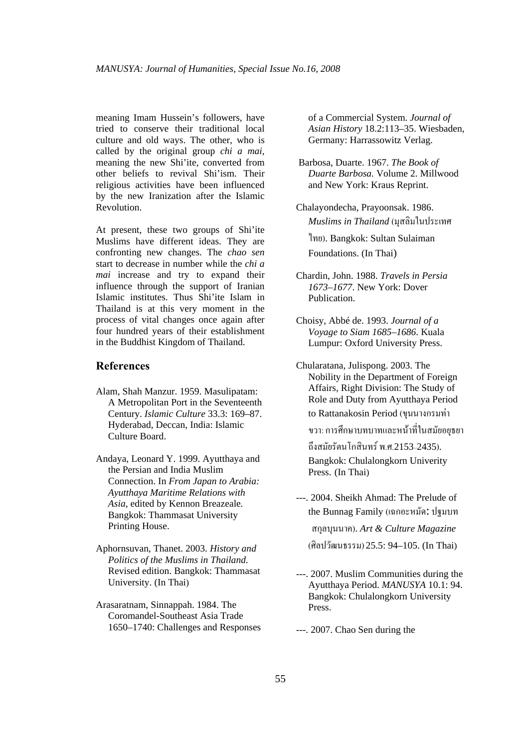meaning Imam Hussein's followers, have tried to conserve their traditional local culture and old ways. The other, who is called by the original group *chi a mai*, meaning the new Shi'ite, converted from other beliefs to revival Shi'ism. Their religious activities have been influenced by the new Iranization after the Islamic Revolution.

At present, these two groups of Shi'ite Muslims have different ideas. They are confronting new changes. The *chao sen* start to decrease in number while the *chi a mai* increase and try to expand their influence through the support of Iranian Islamic institutes. Thus Shi'ite Islam in Thailand is at this very moment in the process of vital changes once again after four hundred years of their establishment in the Buddhist Kingdom of Thailand.

## References

Alam, Shah Manzur. 1959. Masulipatam: A Metropolitan Port in the Seventeenth Century. *Islamic Culture* 33.3: 169–87. Hyderabad, Deccan, India: Islamic Culture Board.

Andaya, Leonard Y. 1999. Ayutthaya and the Persian and India Muslim Connection. In *From Japan to Arabia: Ayutthaya Maritime Relations with Asia*, edited by Kennon Breazeale. Bangkok: Thammasat University Printing House.

Aphornsuvan, Thanet. 2003. *History and Politics of the Muslims in Thailand.* Revised edition. Bangkok: Thammasat University. (In Thai)

Arasaratnam, Sinnappah. 1984. The Coromandel-Southeast Asia Trade 1650–1740: Challenges and Responses of a Commercial System. *Journal of Asian History* 18.2:113–35. Wiesbaden, Germany: Harrassowitz Verlag.

Barbosa, Duarte. 1967. *The Book of Duarte Barbosa.* Volume 2. Millwood and New York: Kraus Reprint.

Chalayondecha, Prayoonsak. 1986. *Muslims in Thailand* (มุสลิมในประเทศไทย). Bangkok: Sultan Sulaiman Foundations. (In Thai)

Chardin, John. 1988. *Travels in Persia 1673–1677*. New York: Dover Publication.

Choisy, Abbé de. 1993. *Journal of a Voyage to Siam 1685–1686*. Kuala Lumpur: Oxford University Press.

Chularatana, Julispong. 2003. The Nobility in the Department of Foreign Affairs, Right Division: The Study of Role and Duty from Ayutthaya Period to Rattanakosin Period (ขุนนางกรมท่าขวา: การศึกษาบทบาทและหน้าที่ในสมัยอยุธยาถึงสมัยรัตนโกสินทร์ พ.ศ.2153–2435). Bangkok: Chulalongkorn Univerity Press. (In Thai)

---. 2004. Sheikh Ahmad: The Prelude of the Bunnag Family (เฉกอะหมัด: ปฐมบทสกุลบุนนาค). *Art & Culture Magazine* (ศิลปวัฒนธรรม) 25.5: 94–105. (In Thai)

---. 2007. Muslim Communities during the Ayutthaya Period. *MANUSYA* 10.1: 94. Bangkok: Chulalongkorn University Press.

---. 2007. Chao Sen during the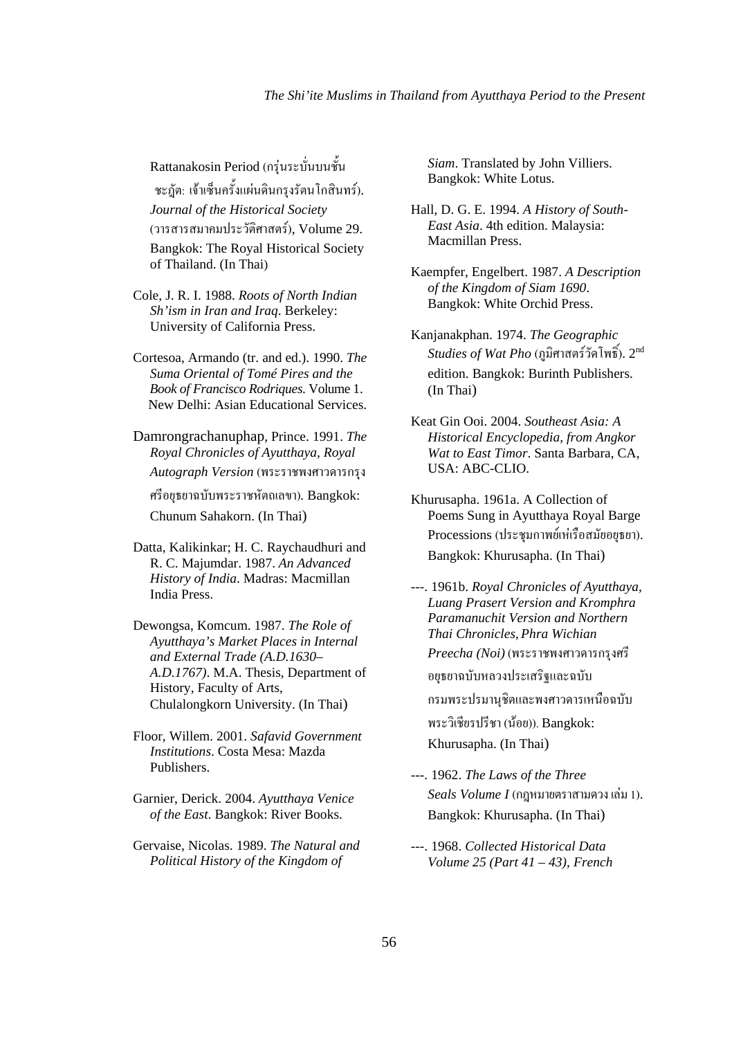Rattanakosin Period (กรุ่นระบั่นบนชั้น ชะฎัต: เจ้าเซ็นครั้งแผ่นดินกรุงรัตนโกสินทร์). *Journal of the Historical Society* (วารสารสมาคมประวัติศาสตร์), Volume 29. Bangkok: The Royal Historical Society of Thailand. (In Thai)

Cole, J. R. I. 1988. *Roots of North Indian Sh'ism in Iran and Iraq*. Berkeley: University of California Press.

Cortesoa, Armando (tr. and ed.). 1990. *The Suma Oriental of Tomé Pires and the Book of Francisco Rodriques.* Volume 1. New Delhi: Asian Educational Services.

Damrongrachanuphap, Prince. 1991. *The Royal Chronicles of Ayutthaya, Royal Autograph Version* (พระราชพงศาวดารกรุงศรีอยุธยาฉบับพระราชหัตถเลขา). Bangkok: Chunum Sahakorn. (In Thai)

Datta, Kalikinkar; H. C. Raychaudhuri and R. C. Majumdar. 1987. *An Advanced History of India*. Madras: Macmillan India Press.

Dewongsa, Komcum. 1987. *The Role of Ayutthaya's Market Places in Internal and External Trade (A.D.1630–A.D.1767)*. M.A. Thesis, Department of History, Faculty of Arts, Chulalongkorn University. (In Thai)

Floor, Willem. 2001. *Safavid Government Institutions*. Costa Mesa: Mazda Publishers.

Garnier, Derick. 2004. *Ayutthaya Venice of the East*. Bangkok: River Books.

Gervaise, Nicolas. 1989. *The Natural and Political History of the Kingdom of Siam*. Translated by John Villiers. Bangkok: White Lotus.

Hall, D. G. E. 1994. *A History of South-East Asia*. 4th edition. Malaysia: Macmillan Press.

Kaempfer, Engelbert. 1987. *A Description of the Kingdom of Siam 1690*. Bangkok: White Orchid Press.

Kanjanakphan. 1974. *The Geographic Studies of Wat Pho* (ภูมิศาสตร์วัดโพธิ์). 2nd edition. Bangkok: Burinth Publishers. (In Thai)

Keat Gin Ooi. 2004. *Southeast Asia: A Historical Encyclopedia, from Angkor Wat to East Timor*. Santa Barbara, CA, USA: ABC-CLIO.

Khurusapha. 1961a. A Collection of Poems Sung in Ayutthaya Royal Barge Processions (ประชุมกาพย์เห่เรือสมัยอยุธยา). Bangkok: Khurusapha. (In Thai)

---. 1961b. *Royal Chronicles of Ayutthaya, Luang Prasert Version and Kromphra Paramanuchit Version and Northern Thai Chronicles, Phra Wichian Preecha (Noi)* (พระราชพงศาวดารกรุงศรีอยุธยาฉบับหลวงประเสริฐและฉบับกรมพระปรมานุชิตและพงศาวดารเหนือฉบับพระวิเชียรปรีชา (น้อย)). Bangkok: Khurusapha. (In Thai)

---. 1962. *The Laws of the Three Seals Volume I* (กฎหมายตราสามดวง เล่ม 1). Bangkok: Khurusapha. (In Thai)

---. 1968. *Collected Historical Data Volume 25 (Part 41 – 43), French*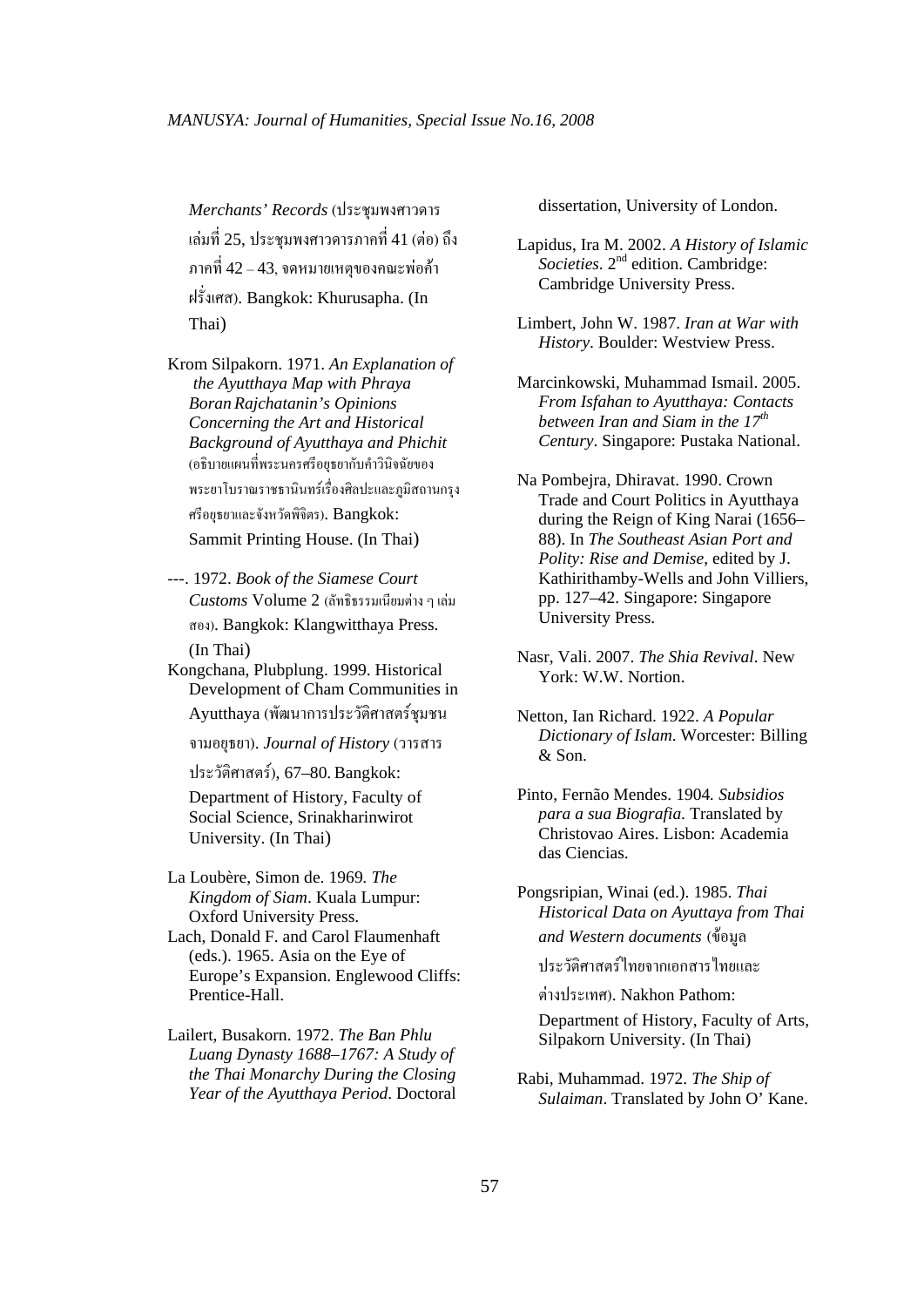*Merchants' Records* (ประชุมพงศาวดารเล่มที่ 25, ประชุมพงศาวดารภาคที่ 41 (ต่อ) ถึงภาคที่ 42 – 43, จดหมายเหตุของคณะพ่อค้าฝรั่งเศส). Bangkok: Khurusapha. (In Thai)

Krom Silpakorn. 1971. *An Explanation of the Ayutthaya Map with Phraya Boran Rajchatanin's Opinions Concerning the Art and Historical Background of Ayutthaya and Phichit* (อธิบายแผนที่พระนครศรีอยุธยากับคำวินิจฉัยของพระยาโบราณราชธานินทร์เรื่องศิลปะและภูมิสถานกรุงศรีอยุธยาและจังหวัดพิจิตร). Bangkok: Sammit Printing House. (In Thai)

---. 1972. *Book of the Siamese Court Customs* Volume 2 (ลัทธิธรรมเนียมต่าง ๆ เล่มสอง). Bangkok: Klangwitthaya Press. (In Thai)

Kongchana, Plubplung. 1999. Historical Development of Cham Communities in Ayutthaya (พัฒนาการประวัติศาสตร์ชุมชนจามอยุธยา). *Journal of History* (วารสารประวัติศาสตร์), 67–80. Bangkok: Department of History, Faculty of Social Science, Srinakharinwirot University. (In Thai)

La Loubère, Simon de. 1969. *The Kingdom of Siam*. Kuala Lumpur: Oxford University Press.

Lach, Donald F. and Carol Flaumenhaft (eds.). 1965. Asia on the Eye of Europe's Expansion. Englewood Cliffs: Prentice-Hall.

Lailert, Busakorn. 1972. *The Ban Phlu Luang Dynasty 1688–1767: A Study of the Thai Monarchy During the Closing Year of the Ayutthaya Period*. Doctoral dissertation, University of London.

Lapidus, Ira M. 2002. *A History of Islamic Societies*. 2nd edition. Cambridge: Cambridge University Press.

Limbert, John W. 1987. *Iran at War with History*. Boulder: Westview Press.

Marcinkowski, Muhammad Ismail. 2005. *From Isfahan to Ayutthaya: Contacts between Iran and Siam in the 17th Century*. Singapore: Pustaka National.

Na Pombejra, Dhiravat. 1990. Crown Trade and Court Politics in Ayutthaya during the Reign of King Narai (1656–88). In *The Southeast Asian Port and Polity: Rise and Demise*, edited by J. Kathirithamby-Wells and John Villiers, pp. 127–42. Singapore: Singapore University Press.

Nasr, Vali. 2007. *The Shia Revival*. New York: W.W. Nortion.

Netton, Ian Richard. 1922. *A Popular Dictionary of Islam*. Worcester: Billing & Son.

Pinto, Fernão Mendes. 1904. *Subsidios para a sua Biografia*. Translated by Christovao Aires. Lisbon: Academia das Ciencias.

Pongsripian, Winai (ed.). 1985. *Thai Historical Data on Ayuttaya from Thai and Western documents* (ข้อมูลประวัติศาสตร์ไทยจากเอกสารไทยและต่างประเทศ). Nakhon Pathom: Department of History, Faculty of Arts, Silpakorn University. (In Thai)

Rabi, Muhammad. 1972. *The Ship of Sulaiman*. Translated by John O' Kane.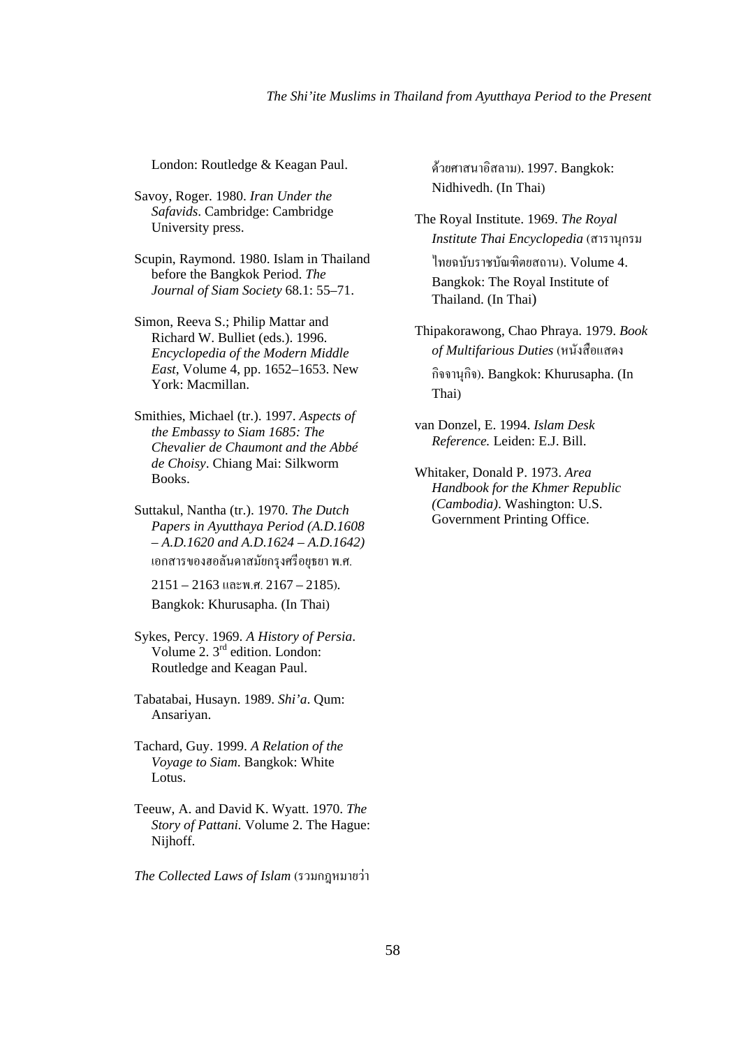London: Routledge & Keagan Paul.

Savoy, Roger. 1980. *Iran Under the Safavids*. Cambridge: Cambridge University press.

Scupin, Raymond. 1980. Islam in Thailand before the Bangkok Period. *The Journal of Siam Society* 68.1: 55–71.

Simon, Reeva S.; Philip Mattar and Richard W. Bulliet (eds.). 1996. *Encyclopedia of the Modern Middle East*, Volume 4, pp. 1652–1653. New York: Macmillan.

Smithies, Michael (tr.). 1997. *Aspects of the Embassy to Siam 1685: The Chevalier de Chaumont and the Abbé de Choisy*. Chiang Mai: Silkworm Books.

Suttakul, Nantha (tr.). 1970. *The Dutch Papers in Ayutthaya Period (A.D.1608 – A.D.1620 and A.D.1624 – A.D.1642)* เอกสารของฮอลันดาสมัยกรุงศรีอยุธยา พ.ศ. 2151 – 2163 และพ.ศ. 2167 – 2185). Bangkok: Khurusapha. (In Thai)

Sykes, Percy. 1969. *A History of Persia*. Volume 2. 3rd edition. London: Routledge and Keagan Paul.

Tabatabai, Husayn. 1989. *Shi'a*. Qum: Ansariyan.

Tachard, Guy. 1999. *A Relation of the Voyage to Siam*. Bangkok: White Lotus.

Teeuw, A. and David K. Wyatt. 1970. *The Story of Pattani.* Volume 2. The Hague: Nijhoff.

*The Collected Laws of Islam* (รวมกฎหมายว่าด้วยศาสนาอิสลาม). 1997. Bangkok: Nidhivedh. (In Thai)

The Royal Institute. 1969. *The Royal Institute Thai Encyclopedia* (สารานุกรมไทยฉบับราชบัณฑิตยสถาน). Volume 4. Bangkok: The Royal Institute of Thailand. (In Thai)

Thipakorawong, Chao Phraya. 1979. *Book of Multifarious Duties* (หนังสือแสดงกิจจานุกิจ). Bangkok: Khurusapha. (In Thai)

van Donzel, E. 1994. *Islam Desk Reference.* Leiden: E.J. Bill.

Whitaker, Donald P. 1973. *Area Handbook for the Khmer Republic (Cambodia)*. Washington: U.S. Government Printing Office.